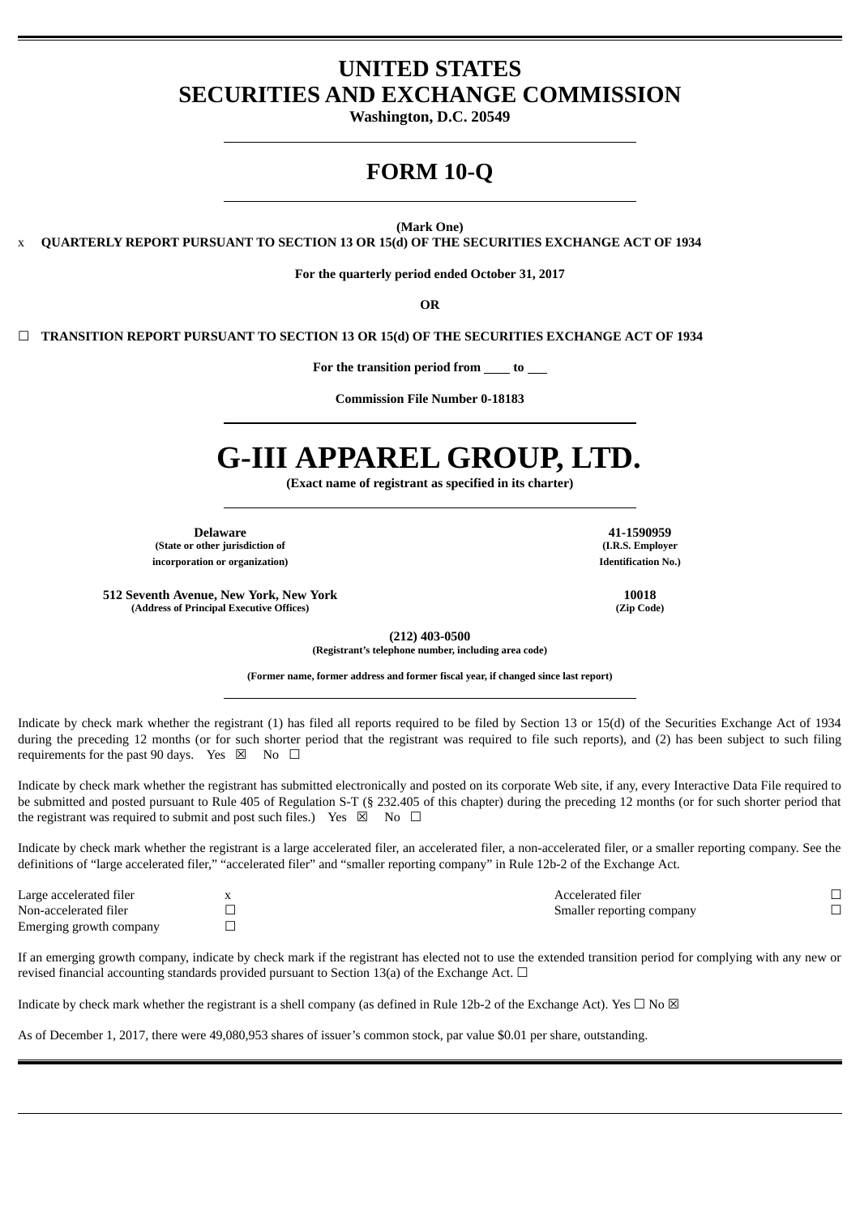# UNITED STATES
# SECURITIES AND EXCHANGE COMMISSION

**Washington, D.C. 20549**

# FORM 10-Q

**(Mark One)**

x **QUARTERLY REPORT PURSUANT TO SECTION 13 OR 15(d) OF THE SECURITIES EXCHANGE ACT OF 1934**

**For the quarterly period ended October 31, 2017**

**OR**

☐ **TRANSITION REPORT PURSUANT TO SECTION 13 OR 15(d) OF THE SECURITIES EXCHANGE ACT OF 1934**

**For the transition period from \_\_\_\_ to \_\_\_**

**Commission File Number 0-18183**

# G-III APPAREL GROUP, LTD.

**(Exact name of registrant as specified in its charter)**

| | |
|---|---|
| **Delaware**<br>**(State or other jurisdiction of incorporation or organization)** | **41-1590959**<br>**(I.R.S. Employer Identification No.)** |
| **512 Seventh Avenue, New York, New York**<br>**(Address of Principal Executive Offices)** | **10018**<br>**(Zip Code)** |

**(212) 403-0500**
**(Registrant's telephone number, including area code)**

**(Former name, former address and former fiscal year, if changed since last report)**

Indicate by check mark whether the registrant (1) has filed all reports required to be filed by Section 13 or 15(d) of the Securities Exchange Act of 1934 during the preceding 12 months (or for such shorter period that the registrant was required to file such reports), and (2) has been subject to such filing requirements for the past 90 days. Yes ☒ No ☐

Indicate by check mark whether the registrant has submitted electronically and posted on its corporate Web site, if any, every Interactive Data File required to be submitted and posted pursuant to Rule 405 of Regulation S-T (§ 232.405 of this chapter) during the preceding 12 months (or for such shorter period that the registrant was required to submit and post such files.) Yes ☒ No ☐

Indicate by check mark whether the registrant is a large accelerated filer, an accelerated filer, a non-accelerated filer, or a smaller reporting company. See the definitions of "large accelerated filer," "accelerated filer" and "smaller reporting company" in Rule 12b-2 of the Exchange Act.

| | | | |
|---|---|---|---|
| Large accelerated filer | x | Accelerated filer | ☐ |
| Non-accelerated filer | ☐ | Smaller reporting company | ☐ |
| Emerging growth company | ☐ | | |

If an emerging growth company, indicate by check mark if the registrant has elected not to use the extended transition period for complying with any new or revised financial accounting standards provided pursuant to Section 13(a) of the Exchange Act. ☐

Indicate by check mark whether the registrant is a shell company (as defined in Rule 12b-2 of the Exchange Act). Yes ☐ No ☒

As of December 1, 2017, there were 49,080,953 shares of issuer's common stock, par value $0.01 per share, outstanding.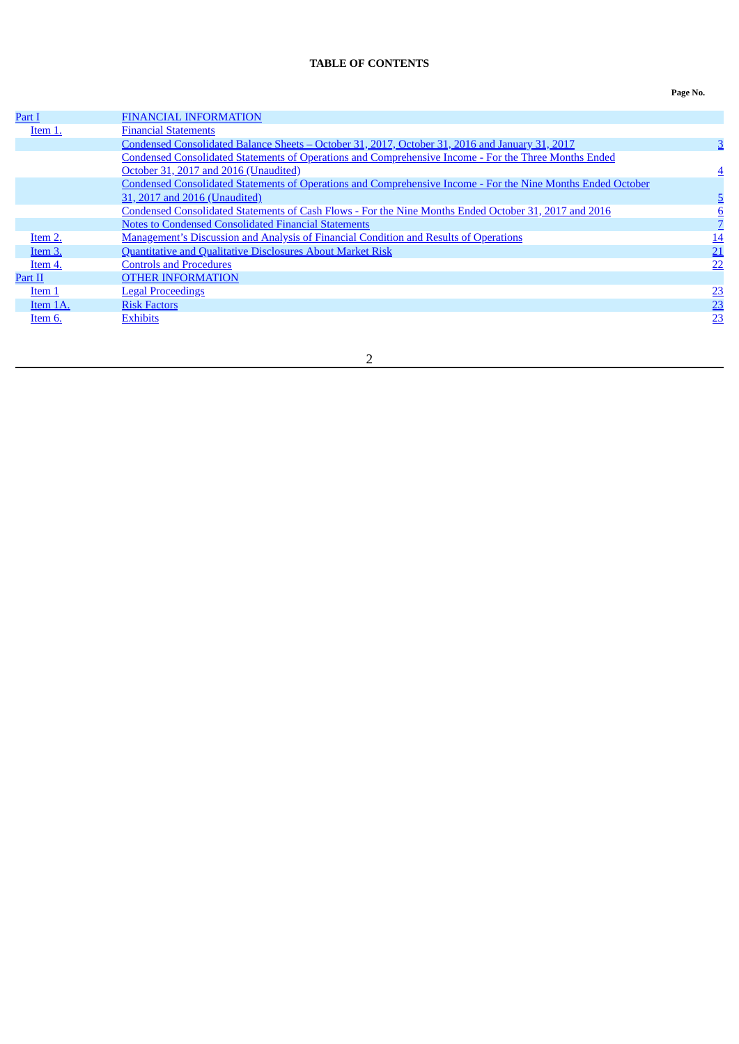**TABLE OF CONTENTS**

| | | Page No. |
|---|---|---|
| Part I | FINANCIAL INFORMATION | |
| Item 1. | Financial Statements | |
| | Condensed Consolidated Balance Sheets – October 31, 2017, October 31, 2016 and January 31, 2017 | 3 |
| | Condensed Consolidated Statements of Operations and Comprehensive Income - For the Three Months Ended October 31, 2017 and 2016 (Unaudited) | 4 |
| | Condensed Consolidated Statements of Operations and Comprehensive Income - For the Nine Months Ended October 31, 2017 and 2016 (Unaudited) | 5 |
| | Condensed Consolidated Statements of Cash Flows - For the Nine Months Ended October 31, 2017 and 2016 | 6 |
| | Notes to Condensed Consolidated Financial Statements | 7 |
| Item 2. | Management's Discussion and Analysis of Financial Condition and Results of Operations | 14 |
| Item 3. | Quantitative and Qualitative Disclosures About Market Risk | 21 |
| Item 4. | Controls and Procedures | 22 |
| Part II | OTHER INFORMATION | |
| Item 1 | Legal Proceedings | 23 |
| Item 1A. | Risk Factors | 23 |
| Item 6. | Exhibits | 23 |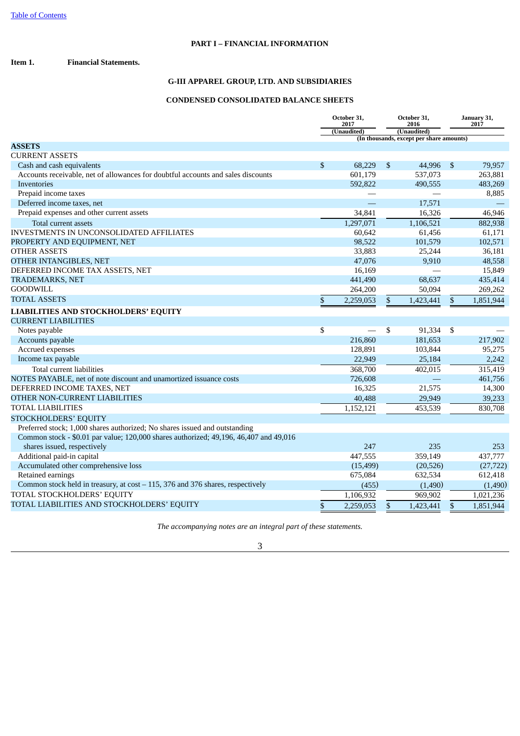# PART I – FINANCIAL INFORMATION

**Item 1. Financial Statements.**

## G-III APPAREL GROUP, LTD. AND SUBSIDIARIES

## CONDENSED CONSOLIDATED BALANCE SHEETS

| | October 31, 2017 | October 31, 2016 | January 31, 2017 |
|---|---|---|---|
| | (Unaudited) | (Unaudited) | |
| | (In thousands, except per share amounts) | | |
| **ASSETS** | | | |
| CURRENT ASSETS | | | |
| Cash and cash equivalents | $ 68,229 | $ 44,996 | $ 79,957 |
| Accounts receivable, net of allowances for doubtful accounts and sales discounts | 601,179 | 537,073 | 263,881 |
| Inventories | 592,822 | 490,555 | 483,269 |
| Prepaid income taxes | — | — | 8,885 |
| Deferred income taxes, net | — | 17,571 | — |
| Prepaid expenses and other current assets | 34,841 | 16,326 | 46,946 |
| Total current assets | 1,297,071 | 1,106,521 | 882,938 |
| INVESTMENTS IN UNCONSOLIDATED AFFILIATES | 60,642 | 61,456 | 61,171 |
| PROPERTY AND EQUIPMENT, NET | 98,522 | 101,579 | 102,571 |
| OTHER ASSETS | 33,883 | 25,244 | 36,181 |
| OTHER INTANGIBLES, NET | 47,076 | 9,910 | 48,558 |
| DEFERRED INCOME TAX ASSETS, NET | 16,169 | — | 15,849 |
| TRADEMARKS, NET | 441,490 | 68,637 | 435,414 |
| GOODWILL | 264,200 | 50,094 | 269,262 |
| TOTAL ASSETS | $ 2,259,053 | $ 1,423,441 | $ 1,851,944 |
| **LIABILITIES AND STOCKHOLDERS' EQUITY** | | | |
| CURRENT LIABILITIES | | | |
| Notes payable | $ — | $ 91,334 | $ — |
| Accounts payable | 216,860 | 181,653 | 217,902 |
| Accrued expenses | 128,891 | 103,844 | 95,275 |
| Income tax payable | 22,949 | 25,184 | 2,242 |
| Total current liabilities | 368,700 | 402,015 | 315,419 |
| NOTES PAYABLE, net of note discount and unamortized issuance costs | 726,608 | — | 461,756 |
| DEFERRED INCOME TAXES, NET | 16,325 | 21,575 | 14,300 |
| OTHER NON-CURRENT LIABILITIES | 40,488 | 29,949 | 39,233 |
| TOTAL LIABILITIES | 1,152,121 | 453,539 | 830,708 |
| STOCKHOLDERS' EQUITY | | | |
| Preferred stock; 1,000 shares authorized; No shares issued and outstanding | | | |
| Common stock - $0.01 par value; 120,000 shares authorized; 49,196, 46,407 and 49,016 shares issued, respectively | 247 | 235 | 253 |
| Additional paid-in capital | 447,555 | 359,149 | 437,777 |
| Accumulated other comprehensive loss | (15,499) | (20,526) | (27,722) |
| Retained earnings | 675,084 | 632,534 | 612,418 |
| Common stock held in treasury, at cost – 115, 376 and 376 shares, respectively | (455) | (1,490) | (1,490) |
| TOTAL STOCKHOLDERS' EQUITY | 1,106,932 | 969,902 | 1,021,236 |
| TOTAL LIABILITIES AND STOCKHOLDERS' EQUITY | $ 2,259,053 | $ 1,423,441 | $ 1,851,944 |

*The accompanying notes are an integral part of these statements.*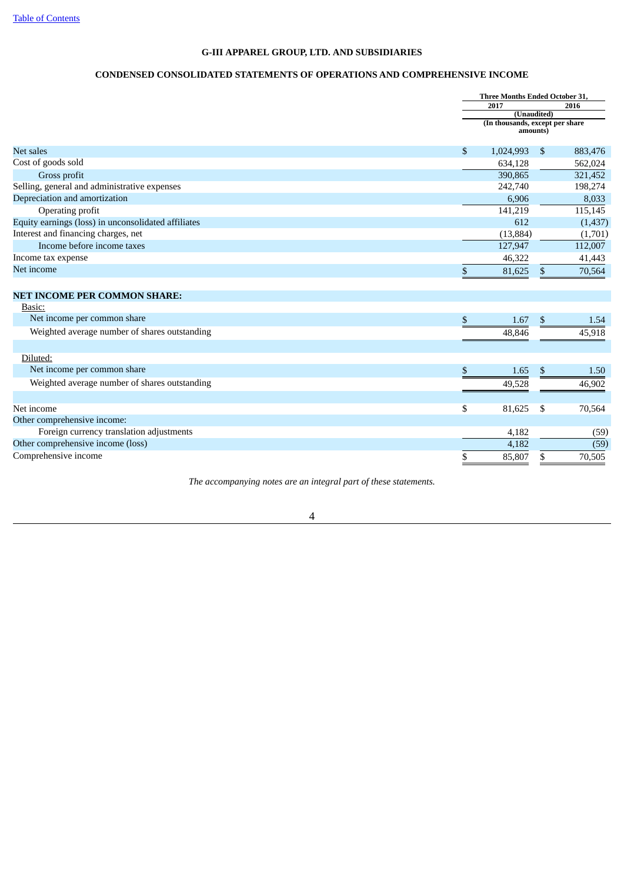[Table of Contents](#)

# G-III APPAREL GROUP, LTD. AND SUBSIDIARIES

## CONDENSED CONSOLIDATED STATEMENTS OF OPERATIONS AND COMPREHENSIVE INCOME

| | Three Months Ended October 31, | |
|---|---|---|
| | 2017 | 2016 |
| | (Unaudited) | |
| | (In thousands, except per share amounts) | |
| Net sales | $ 1,024,993 | $ 883,476 |
| Cost of goods sold | 634,128 | 562,024 |
| Gross profit | 390,865 | 321,452 |
| Selling, general and administrative expenses | 242,740 | 198,274 |
| Depreciation and amortization | 6,906 | 8,033 |
| Operating profit | 141,219 | 115,145 |
| Equity earnings (loss) in unconsolidated affiliates | 612 | (1,437) |
| Interest and financing charges, net | (13,884) | (1,701) |
| Income before income taxes | 127,947 | 112,007 |
| Income tax expense | 46,322 | 41,443 |
| Net income | $ 81,625 | $ 70,564 |
| **NET INCOME PER COMMON SHARE:** | | |
| Basic: | | |
| Net income per common share | $ 1.67 | $ 1.54 |
| Weighted average number of shares outstanding | 48,846 | 45,918 |
| Diluted: | | |
| Net income per common share | $ 1.65 | $ 1.50 |
| Weighted average number of shares outstanding | 49,528 | 46,902 |
| Net income | $ 81,625 | $ 70,564 |
| Other comprehensive income: | | |
| Foreign currency translation adjustments | 4,182 | (59) |
| Other comprehensive income (loss) | 4,182 | (59) |
| Comprehensive income | $ 85,807 | $ 70,505 |

*The accompanying notes are an integral part of these statements.*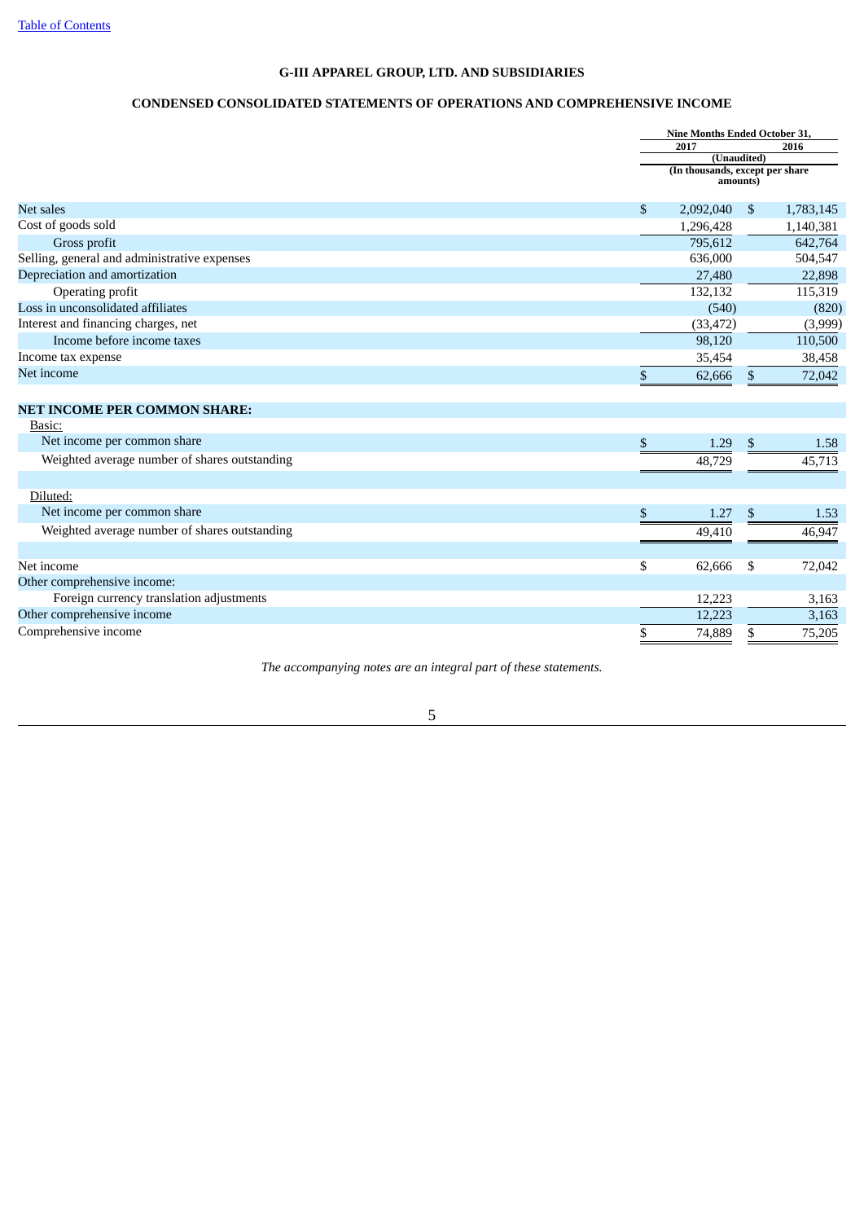## G-III APPAREL GROUP, LTD. AND SUBSIDIARIES

## CONDENSED CONSOLIDATED STATEMENTS OF OPERATIONS AND COMPREHENSIVE INCOME

| | Nine Months Ended October 31, | |
|---|---|---|
| | 2017 | 2016 |
| | (Unaudited) | |
| | (In thousands, except per share amounts) | |
| Net sales | $ 2,092,040 | $ 1,783,145 |
| Cost of goods sold | 1,296,428 | 1,140,381 |
| Gross profit | 795,612 | 642,764 |
| Selling, general and administrative expenses | 636,000 | 504,547 |
| Depreciation and amortization | 27,480 | 22,898 |
| Operating profit | 132,132 | 115,319 |
| Loss in unconsolidated affiliates | (540) | (820) |
| Interest and financing charges, net | (33,472) | (3,999) |
| Income before income taxes | 98,120 | 110,500 |
| Income tax expense | 35,454 | 38,458 |
| Net income | $ 62,666 | $ 72,042 |
| **NET INCOME PER COMMON SHARE:** | | |
| Basic: | | |
| Net income per common share | $ 1.29 | $ 1.58 |
| Weighted average number of shares outstanding | 48,729 | 45,713 |
| Diluted: | | |
| Net income per common share | $ 1.27 | $ 1.53 |
| Weighted average number of shares outstanding | 49,410 | 46,947 |
| Net income | $ 62,666 | $ 72,042 |
| Other comprehensive income: | | |
| Foreign currency translation adjustments | 12,223 | 3,163 |
| Other comprehensive income | 12,223 | 3,163 |
| Comprehensive income | $ 74,889 | $ 75,205 |

*The accompanying notes are an integral part of these statements.*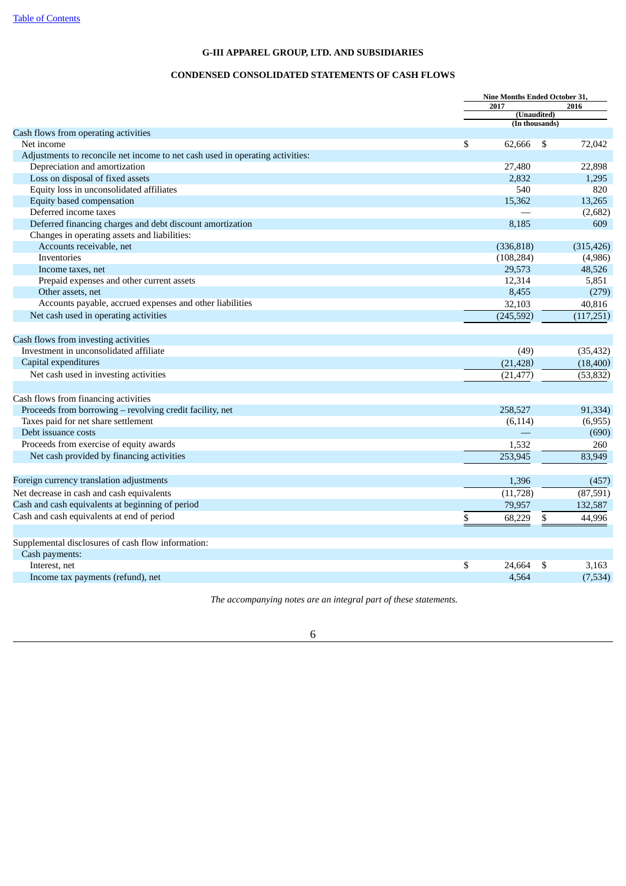# G-III APPAREL GROUP, LTD. AND SUBSIDIARIES

## CONDENSED CONSOLIDATED STATEMENTS OF CASH FLOWS

| | Nine Months Ended October 31, | |
|---|---|---|
| | 2017 | 2016 |
| | (Unaudited) | |
| | (In thousands) | |
| Cash flows from operating activities | | |
| Net income | $ 62,666 | $ 72,042 |
| Adjustments to reconcile net income to net cash used in operating activities: | | |
| Depreciation and amortization | 27,480 | 22,898 |
| Loss on disposal of fixed assets | 2,832 | 1,295 |
| Equity loss in unconsolidated affiliates | 540 | 820 |
| Equity based compensation | 15,362 | 13,265 |
| Deferred income taxes | — | (2,682) |
| Deferred financing charges and debt discount amortization | 8,185 | 609 |
| Changes in operating assets and liabilities: | | |
| Accounts receivable, net | (336,818) | (315,426) |
| Inventories | (108,284) | (4,986) |
| Income taxes, net | 29,573 | 48,526 |
| Prepaid expenses and other current assets | 12,314 | 5,851 |
| Other assets, net | 8,455 | (279) |
| Accounts payable, accrued expenses and other liabilities | 32,103 | 40,816 |
| Net cash used in operating activities | (245,592) | (117,251) |
| | | |
| Cash flows from investing activities | | |
| Investment in unconsolidated affiliate | (49) | (35,432) |
| Capital expenditures | (21,428) | (18,400) |
| Net cash used in investing activities | (21,477) | (53,832) |
| | | |
| Cash flows from financing activities | | |
| Proceeds from borrowing – revolving credit facility, net | 258,527 | 91,334) |
| Taxes paid for net share settlement | (6,114) | (6,955) |
| Debt issuance costs | — | (690) |
| Proceeds from exercise of equity awards | 1,532 | 260 |
| Net cash provided by financing activities | 253,945 | 83,949 |
| | | |
| Foreign currency translation adjustments | 1,396 | (457) |
| Net decrease in cash and cash equivalents | (11,728) | (87,591) |
| Cash and cash equivalents at beginning of period | 79,957 | 132,587 |
| Cash and cash equivalents at end of period | $ 68,229 | $ 44,996 |
| | | |
| Supplemental disclosures of cash flow information: | | |
| Cash payments: | | |
| Interest, net | $ 24,664 | $ 3,163 |
| Income tax payments (refund), net | 4,564 | (7,534) |

*The accompanying notes are an integral part of these statements.*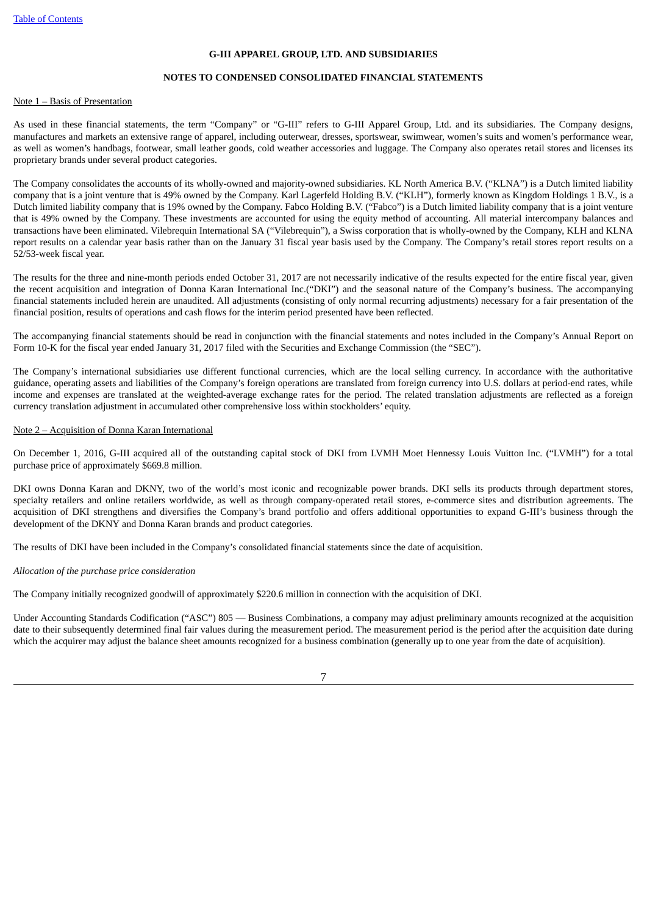**G-III APPAREL GROUP, LTD. AND SUBSIDIARIES**

**NOTES TO CONDENSED CONSOLIDATED FINANCIAL STATEMENTS**

Note 1 – Basis of Presentation

As used in these financial statements, the term "Company" or "G-III" refers to G-III Apparel Group, Ltd. and its subsidiaries. The Company designs, manufactures and markets an extensive range of apparel, including outerwear, dresses, sportswear, swimwear, women's suits and women's performance wear, as well as women's handbags, footwear, small leather goods, cold weather accessories and luggage. The Company also operates retail stores and licenses its proprietary brands under several product categories.

The Company consolidates the accounts of its wholly-owned and majority-owned subsidiaries. KL North America B.V. ("KLNA") is a Dutch limited liability company that is a joint venture that is 49% owned by the Company. Karl Lagerfeld Holding B.V. ("KLH"), formerly known as Kingdom Holdings 1 B.V., is a Dutch limited liability company that is 19% owned by the Company. Fabco Holding B.V. ("Fabco") is a Dutch limited liability company that is a joint venture that is 49% owned by the Company. These investments are accounted for using the equity method of accounting. All material intercompany balances and transactions have been eliminated. Vilebrequin International SA ("Vilebrequin"), a Swiss corporation that is wholly-owned by the Company, KLH and KLNA report results on a calendar year basis rather than on the January 31 fiscal year basis used by the Company. The Company's retail stores report results on a 52/53-week fiscal year.

The results for the three and nine-month periods ended October 31, 2017 are not necessarily indicative of the results expected for the entire fiscal year, given the recent acquisition and integration of Donna Karan International Inc.("DKI") and the seasonal nature of the Company's business. The accompanying financial statements included herein are unaudited. All adjustments (consisting of only normal recurring adjustments) necessary for a fair presentation of the financial position, results of operations and cash flows for the interim period presented have been reflected.

The accompanying financial statements should be read in conjunction with the financial statements and notes included in the Company's Annual Report on Form 10-K for the fiscal year ended January 31, 2017 filed with the Securities and Exchange Commission (the "SEC").

The Company's international subsidiaries use different functional currencies, which are the local selling currency. In accordance with the authoritative guidance, operating assets and liabilities of the Company's foreign operations are translated from foreign currency into U.S. dollars at period-end rates, while income and expenses are translated at the weighted-average exchange rates for the period. The related translation adjustments are reflected as a foreign currency translation adjustment in accumulated other comprehensive loss within stockholders' equity.

Note 2 – Acquisition of Donna Karan International

On December 1, 2016, G-III acquired all of the outstanding capital stock of DKI from LVMH Moet Hennessy Louis Vuitton Inc. ("LVMH") for a total purchase price of approximately $669.8 million.

DKI owns Donna Karan and DKNY, two of the world's most iconic and recognizable power brands. DKI sells its products through department stores, specialty retailers and online retailers worldwide, as well as through company-operated retail stores, e-commerce sites and distribution agreements. The acquisition of DKI strengthens and diversifies the Company's brand portfolio and offers additional opportunities to expand G-III's business through the development of the DKNY and Donna Karan brands and product categories.

The results of DKI have been included in the Company's consolidated financial statements since the date of acquisition.

*Allocation of the purchase price consideration*

The Company initially recognized goodwill of approximately $220.6 million in connection with the acquisition of DKI.

Under Accounting Standards Codification ("ASC") 805 — Business Combinations, a company may adjust preliminary amounts recognized at the acquisition date to their subsequently determined final fair values during the measurement period. The measurement period is the period after the acquisition date during which the acquirer may adjust the balance sheet amounts recognized for a business combination (generally up to one year from the date of acquisition).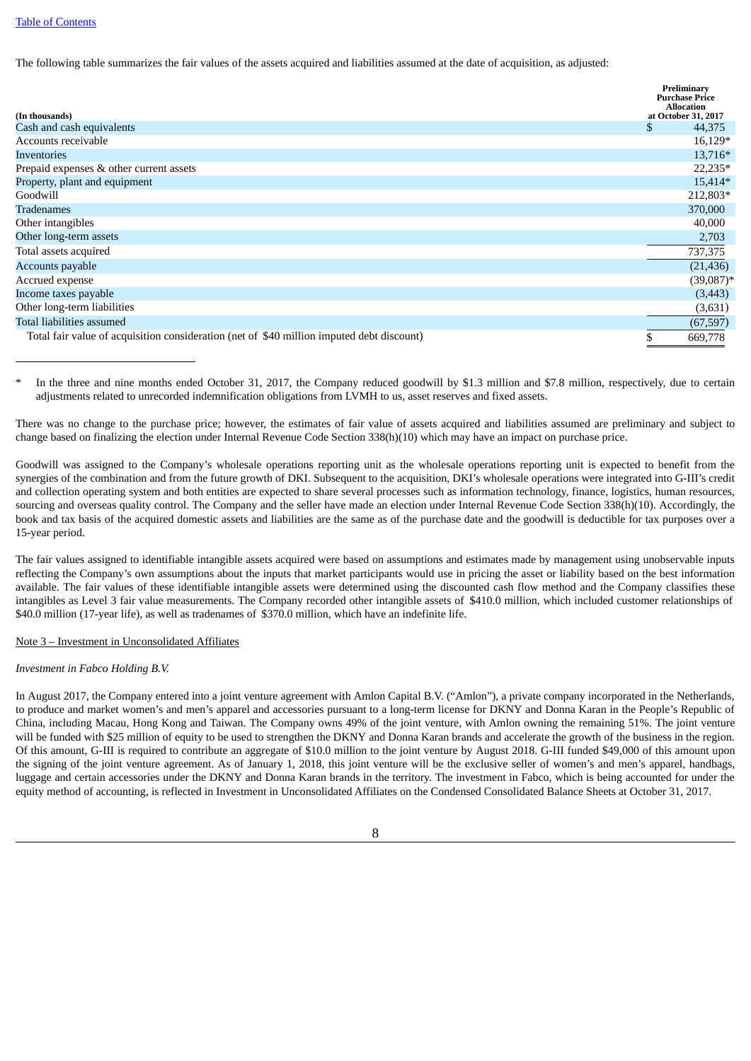[Table of Contents](#)

The following table summarizes the fair values of the assets acquired and liabilities assumed at the date of acquisition, as adjusted:

| (In thousands) | Preliminary Purchase Price Allocation at October 31, 2017 |
|---|---|
| Cash and cash equivalents | $ 44,375 |
| Accounts receivable | 16,129* |
| Inventories | 13,716* |
| Prepaid expenses & other current assets | 22,235* |
| Property, plant and equipment | 15,414* |
| Goodwill | 212,803* |
| Tradenames | 370,000 |
| Other intangibles | 40,000 |
| Other long-term assets | 2,703 |
| Total assets acquired | 737,375 |
| Accounts payable | (21,436) |
| Accrued expense | (39,087)* |
| Income taxes payable | (3,443) |
| Other long-term liabilities | (3,631) |
| Total liabilities assumed | (67,597) |
| Total fair value of acquisition consideration (net of $40 million imputed debt discount) | $ 669,778 |

\* In the three and nine months ended October 31, 2017, the Company reduced goodwill by $1.3 million and $7.8 million, respectively, due to certain adjustments related to unrecorded indemnification obligations from LVMH to us, asset reserves and fixed assets.

There was no change to the purchase price; however, the estimates of fair value of assets acquired and liabilities assumed are preliminary and subject to change based on finalizing the election under Internal Revenue Code Section 338(h)(10) which may have an impact on purchase price.

Goodwill was assigned to the Company's wholesale operations reporting unit as the wholesale operations reporting unit is expected to benefit from the synergies of the combination and from the future growth of DKI. Subsequent to the acquisition, DKI's wholesale operations were integrated into G-III's credit and collection operating system and both entities are expected to share several processes such as information technology, finance, logistics, human resources, sourcing and overseas quality control. The Company and the seller have made an election under Internal Revenue Code Section 338(h)(10). Accordingly, the book and tax basis of the acquired domestic assets and liabilities are the same as of the purchase date and the goodwill is deductible for tax purposes over a 15-year period.

The fair values assigned to identifiable intangible assets acquired were based on assumptions and estimates made by management using unobservable inputs reflecting the Company's own assumptions about the inputs that market participants would use in pricing the asset or liability based on the best information available. The fair values of these identifiable intangible assets were determined using the discounted cash flow method and the Company classifies these intangibles as Level 3 fair value measurements. The Company recorded other intangible assets of $410.0 million, which included customer relationships of $40.0 million (17-year life), as well as tradenames of $370.0 million, which have an indefinite life.

## Note 3 – Investment in Unconsolidated Affiliates

*Investment in Fabco Holding B.V.*

In August 2017, the Company entered into a joint venture agreement with Amlon Capital B.V. ("Amlon"), a private company incorporated in the Netherlands, to produce and market women's and men's apparel and accessories pursuant to a long-term license for DKNY and Donna Karan in the People's Republic of China, including Macau, Hong Kong and Taiwan. The Company owns 49% of the joint venture, with Amlon owning the remaining 51%. The joint venture will be funded with $25 million of equity to be used to strengthen the DKNY and Donna Karan brands and accelerate the growth of the business in the region. Of this amount, G-III is required to contribute an aggregate of $10.0 million to the joint venture by August 2018. G-III funded $49,000 of this amount upon the signing of the joint venture agreement. As of January 1, 2018, this joint venture will be the exclusive seller of women's and men's apparel, handbags, luggage and certain accessories under the DKNY and Donna Karan brands in the territory. The investment in Fabco, which is being accounted for under the equity method of accounting, is reflected in Investment in Unconsolidated Affiliates on the Condensed Consolidated Balance Sheets at October 31, 2017.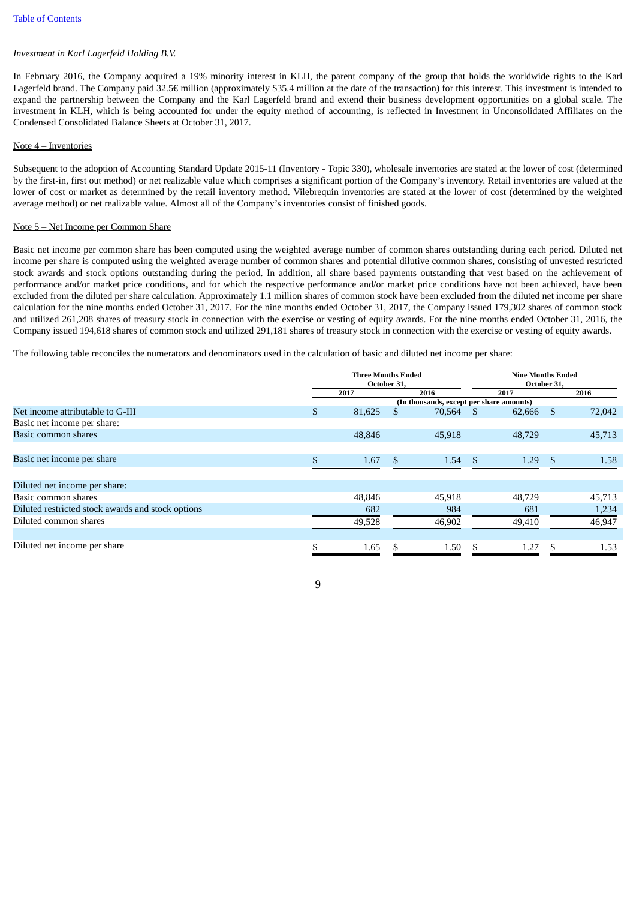[Table of Contents](#)

*Investment in Karl Lagerfeld Holding B.V.*

In February 2016, the Company acquired a 19% minority interest in KLH, the parent company of the group that holds the worldwide rights to the Karl Lagerfeld brand. The Company paid 32.5€ million (approximately $35.4 million at the date of the transaction) for this interest. This investment is intended to expand the partnership between the Company and the Karl Lagerfeld brand and extend their business development opportunities on a global scale. The investment in KLH, which is being accounted for under the equity method of accounting, is reflected in Investment in Unconsolidated Affiliates on the Condensed Consolidated Balance Sheets at October 31, 2017.

Note 4 – Inventories

Subsequent to the adoption of Accounting Standard Update 2015-11 (Inventory - Topic 330), wholesale inventories are stated at the lower of cost (determined by the first-in, first out method) or net realizable value which comprises a significant portion of the Company's inventory. Retail inventories are valued at the lower of cost or market as determined by the retail inventory method. Vilebrequin inventories are stated at the lower of cost (determined by the weighted average method) or net realizable value. Almost all of the Company's inventories consist of finished goods.

Note 5 – Net Income per Common Share

Basic net income per common share has been computed using the weighted average number of common shares outstanding during each period. Diluted net income per share is computed using the weighted average number of common shares and potential dilutive common shares, consisting of unvested restricted stock awards and stock options outstanding during the period. In addition, all share based payments outstanding that vest based on the achievement of performance and/or market price conditions, and for which the respective performance and/or market price conditions have not been achieved, have been excluded from the diluted per share calculation. Approximately 1.1 million shares of common stock have been excluded from the diluted net income per share calculation for the nine months ended October 31, 2017. For the nine months ended October 31, 2017, the Company issued 179,302 shares of common stock and utilized 261,208 shares of treasury stock in connection with the exercise or vesting of equity awards. For the nine months ended October 31, 2016, the Company issued 194,618 shares of common stock and utilized 291,181 shares of treasury stock in connection with the exercise or vesting of equity awards.

The following table reconciles the numerators and denominators used in the calculation of basic and diluted net income per share:

| | Three Months Ended October 31, | | Nine Months Ended October 31, | |
|---|---|---|---|---|
| | 2017 | 2016 | 2017 | 2016 |
| | (In thousands, except per share amounts) | | | |
| Net income attributable to G-III | $ 81,625 | $ 70,564 | $ 62,666 | $ 72,042 |
| Basic net income per share: | | | | |
| Basic common shares | 48,846 | 45,918 | 48,729 | 45,713 |
| Basic net income per share | $ 1.67 | $ 1.54 | $ 1.29 | $ 1.58 |
| Diluted net income per share: | | | | |
| Basic common shares | 48,846 | 45,918 | 48,729 | 45,713 |
| Diluted restricted stock awards and stock options | 682 | 984 | 681 | 1,234 |
| Diluted common shares | 49,528 | 46,902 | 49,410 | 46,947 |
| Diluted net income per share | $ 1.65 | $ 1.50 | $ 1.27 | $ 1.53 |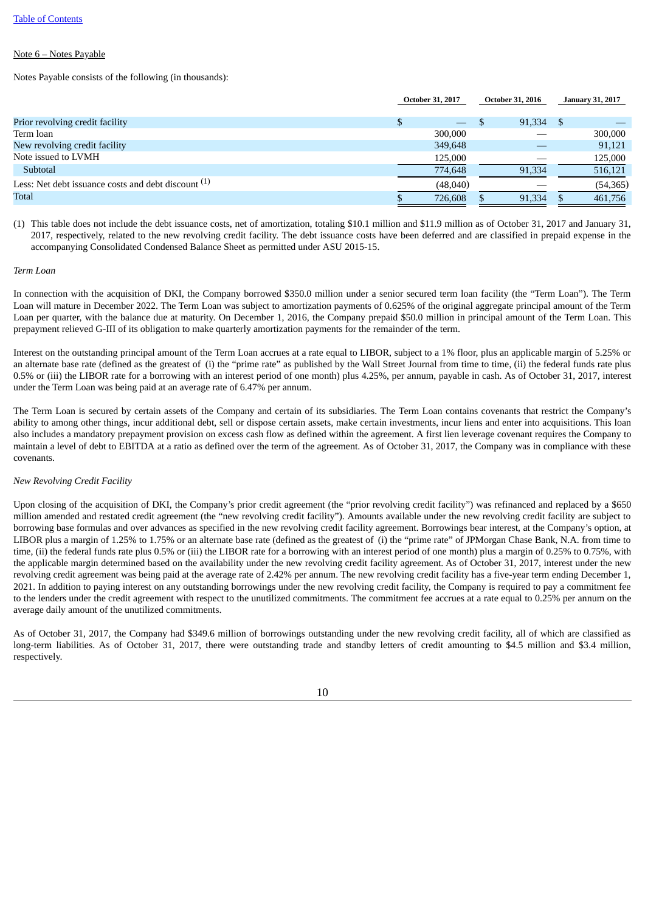[Table of Contents](#)

Note 6 – Notes Payable

Notes Payable consists of the following (in thousands):

| | October 31, 2017 | October 31, 2016 | January 31, 2017 |
|---|---|---|---|
| Prior revolving credit facility | $ — | $ 91,334 | $ — |
| Term loan | 300,000 | — | 300,000 |
| New revolving credit facility | 349,648 | — | 91,121 |
| Note issued to LVMH | 125,000 | — | 125,000 |
| Subtotal | 774,648 | 91,334 | 516,121 |
| Less: Net debt issuance costs and debt discount [1] | (48,040) | — | (54,365) |
| Total | $ 726,608 | $ 91,334 | $ 461,756 |

(1) This table does not include the debt issuance costs, net of amortization, totaling $10.1 million and $11.9 million as of October 31, 2017 and January 31, 2017, respectively, related to the new revolving credit facility. The debt issuance costs have been deferred and are classified in prepaid expense in the accompanying Consolidated Condensed Balance Sheet as permitted under ASU 2015-15.

*Term Loan*

In connection with the acquisition of DKI, the Company borrowed $350.0 million under a senior secured term loan facility (the "Term Loan"). The Term Loan will mature in December 2022. The Term Loan was subject to amortization payments of 0.625% of the original aggregate principal amount of the Term Loan per quarter, with the balance due at maturity. On December 1, 2016, the Company prepaid $50.0 million in principal amount of the Term Loan. This prepayment relieved G-III of its obligation to make quarterly amortization payments for the remainder of the term.

Interest on the outstanding principal amount of the Term Loan accrues at a rate equal to LIBOR, subject to a 1% floor, plus an applicable margin of 5.25% or an alternate base rate (defined as the greatest of (i) the "prime rate" as published by the Wall Street Journal from time to time, (ii) the federal funds rate plus 0.5% or (iii) the LIBOR rate for a borrowing with an interest period of one month) plus 4.25%, per annum, payable in cash. As of October 31, 2017, interest under the Term Loan was being paid at an average rate of 6.47% per annum.

The Term Loan is secured by certain assets of the Company and certain of its subsidiaries. The Term Loan contains covenants that restrict the Company's ability to among other things, incur additional debt, sell or dispose certain assets, make certain investments, incur liens and enter into acquisitions. This loan also includes a mandatory prepayment provision on excess cash flow as defined within the agreement. A first lien leverage covenant requires the Company to maintain a level of debt to EBITDA at a ratio as defined over the term of the agreement. As of October 31, 2017, the Company was in compliance with these covenants.

*New Revolving Credit Facility*

Upon closing of the acquisition of DKI, the Company's prior credit agreement (the "prior revolving credit facility") was refinanced and replaced by a $650 million amended and restated credit agreement (the "new revolving credit facility"). Amounts available under the new revolving credit facility are subject to borrowing base formulas and over advances as specified in the new revolving credit facility agreement. Borrowings bear interest, at the Company's option, at LIBOR plus a margin of 1.25% to 1.75% or an alternate base rate (defined as the greatest of (i) the "prime rate" of JPMorgan Chase Bank, N.A. from time to time, (ii) the federal funds rate plus 0.5% or (iii) the LIBOR rate for a borrowing with an interest period of one month) plus a margin of 0.25% to 0.75%, with the applicable margin determined based on the availability under the new revolving credit facility agreement. As of October 31, 2017, interest under the new revolving credit agreement was being paid at the average rate of 2.42% per annum. The new revolving credit facility has a five-year term ending December 1, 2021. In addition to paying interest on any outstanding borrowings under the new revolving credit facility, the Company is required to pay a commitment fee to the lenders under the credit agreement with respect to the unutilized commitments. The commitment fee accrues at a rate equal to 0.25% per annum on the average daily amount of the unutilized commitments.

As of October 31, 2017, the Company had $349.6 million of borrowings outstanding under the new revolving credit facility, all of which are classified as long-term liabilities. As of October 31, 2017, there were outstanding trade and standby letters of credit amounting to $4.5 million and $3.4 million, respectively.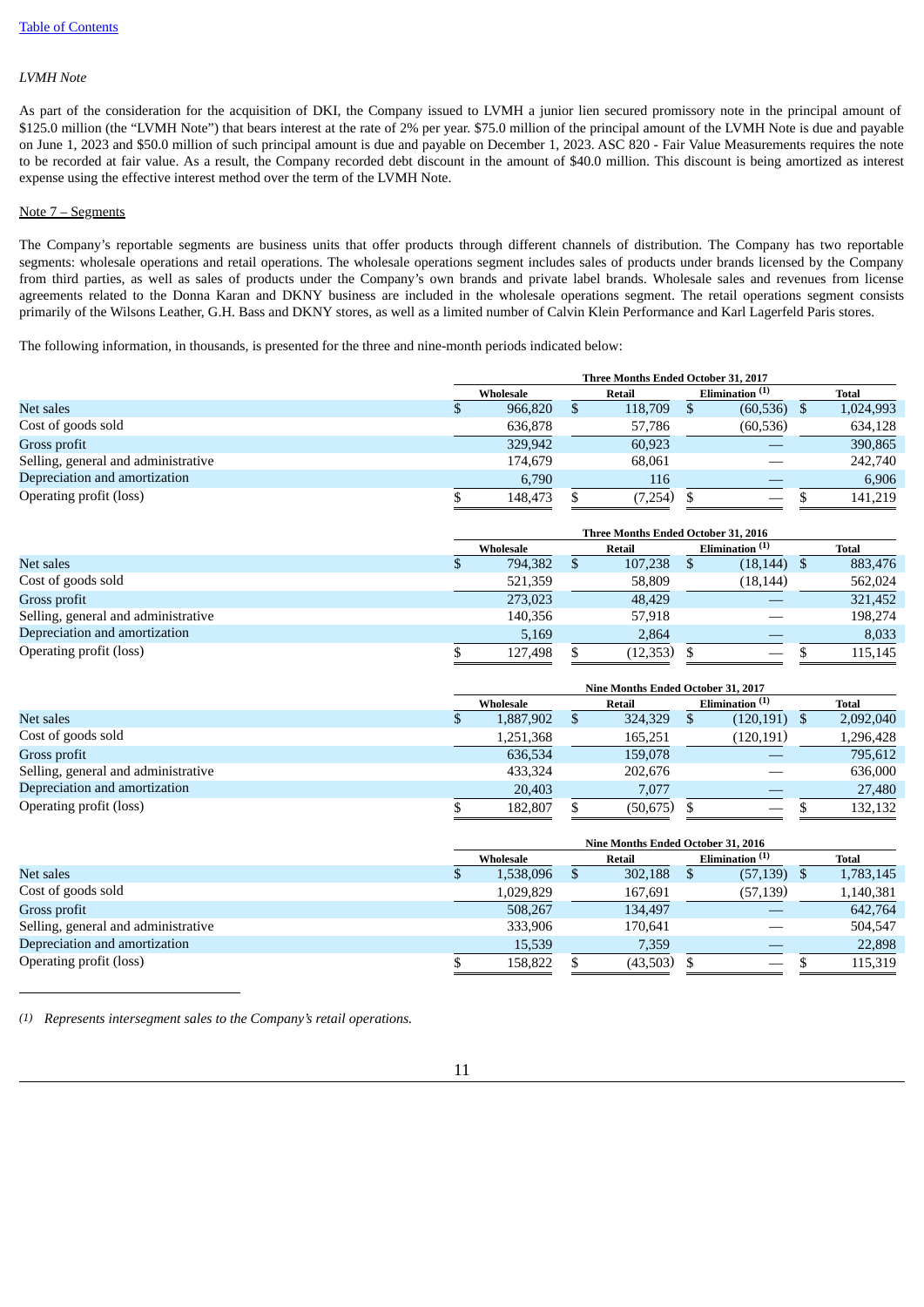*LVMH Note*

As part of the consideration for the acquisition of DKI, the Company issued to LVMH a junior lien secured promissory note in the principal amount of $125.0 million (the "LVMH Note") that bears interest at the rate of 2% per year. $75.0 million of the principal amount of the LVMH Note is due and payable on June 1, 2023 and $50.0 million of such principal amount is due and payable on December 1, 2023. ASC 820 - Fair Value Measurements requires the note to be recorded at fair value. As a result, the Company recorded debt discount in the amount of $40.0 million. This discount is being amortized as interest expense using the effective interest method over the term of the LVMH Note.

Note 7 – Segments

The Company's reportable segments are business units that offer products through different channels of distribution. The Company has two reportable segments: wholesale operations and retail operations. The wholesale operations segment includes sales of products under brands licensed by the Company from third parties, as well as sales of products under the Company's own brands and private label brands. Wholesale sales and revenues from license agreements related to the Donna Karan and DKNY business are included in the wholesale operations segment. The retail operations segment consists primarily of the Wilsons Leather, G.H. Bass and DKNY stores, as well as a limited number of Calvin Klein Performance and Karl Lagerfeld Paris stores.

The following information, in thousands, is presented for the three and nine-month periods indicated below:

| | Three Months Ended October 31, 2017 | | | |
|---|---|---|---|---|
| | Wholesale | Retail | Elimination [(1)] | Total |
| Net sales | $ 966,820 | $ 118,709 | $ (60,536) | $ 1,024,993 |
| Cost of goods sold | 636,878 | 57,786 | (60,536) | 634,128 |
| Gross profit | 329,942 | 60,923 | — | 390,865 |
| Selling, general and administrative | 174,679 | 68,061 | — | 242,740 |
| Depreciation and amortization | 6,790 | 116 | — | 6,906 |
| Operating profit (loss) | $ 148,473 | $ (7,254) | $ — | $ 141,219 |

| | Three Months Ended October 31, 2016 | | | |
|---|---|---|---|---|
| | Wholesale | Retail | Elimination [(1)] | Total |
| Net sales | $ 794,382 | $ 107,238 | $ (18,144) | $ 883,476 |
| Cost of goods sold | 521,359 | 58,809 | (18,144) | 562,024 |
| Gross profit | 273,023 | 48,429 | — | 321,452 |
| Selling, general and administrative | 140,356 | 57,918 | — | 198,274 |
| Depreciation and amortization | 5,169 | 2,864 | — | 8,033 |
| Operating profit (loss) | $ 127,498 | $ (12,353) | $ — | $ 115,145 |

| | Nine Months Ended October 31, 2017 | | | |
|---|---|---|---|---|
| | Wholesale | Retail | Elimination [(1)] | Total |
| Net sales | $ 1,887,902 | $ 324,329 | $ (120,191) | $ 2,092,040 |
| Cost of goods sold | 1,251,368 | 165,251 | (120,191) | 1,296,428 |
| Gross profit | 636,534 | 159,078 | — | 795,612 |
| Selling, general and administrative | 433,324 | 202,676 | — | 636,000 |
| Depreciation and amortization | 20,403 | 7,077 | — | 27,480 |
| Operating profit (loss) | $ 182,807 | $ (50,675) | $ — | $ 132,132 |

| | Nine Months Ended October 31, 2016 | | | |
|---|---|---|---|---|
| | Wholesale | Retail | Elimination [(1)] | Total |
| Net sales | $ 1,538,096 | $ 302,188 | $ (57,139) | $ 1,783,145 |
| Cost of goods sold | 1,029,829 | 167,691 | (57,139) | 1,140,381 |
| Gross profit | 508,267 | 134,497 | — | 642,764 |
| Selling, general and administrative | 333,906 | 170,641 | — | 504,547 |
| Depreciation and amortization | 15,539 | 7,359 | — | 22,898 |
| Operating profit (loss) | $ 158,822 | $ (43,503) | $ — | $ 115,319 |

---

*(1) Represents intersegment sales to the Company's retail operations.*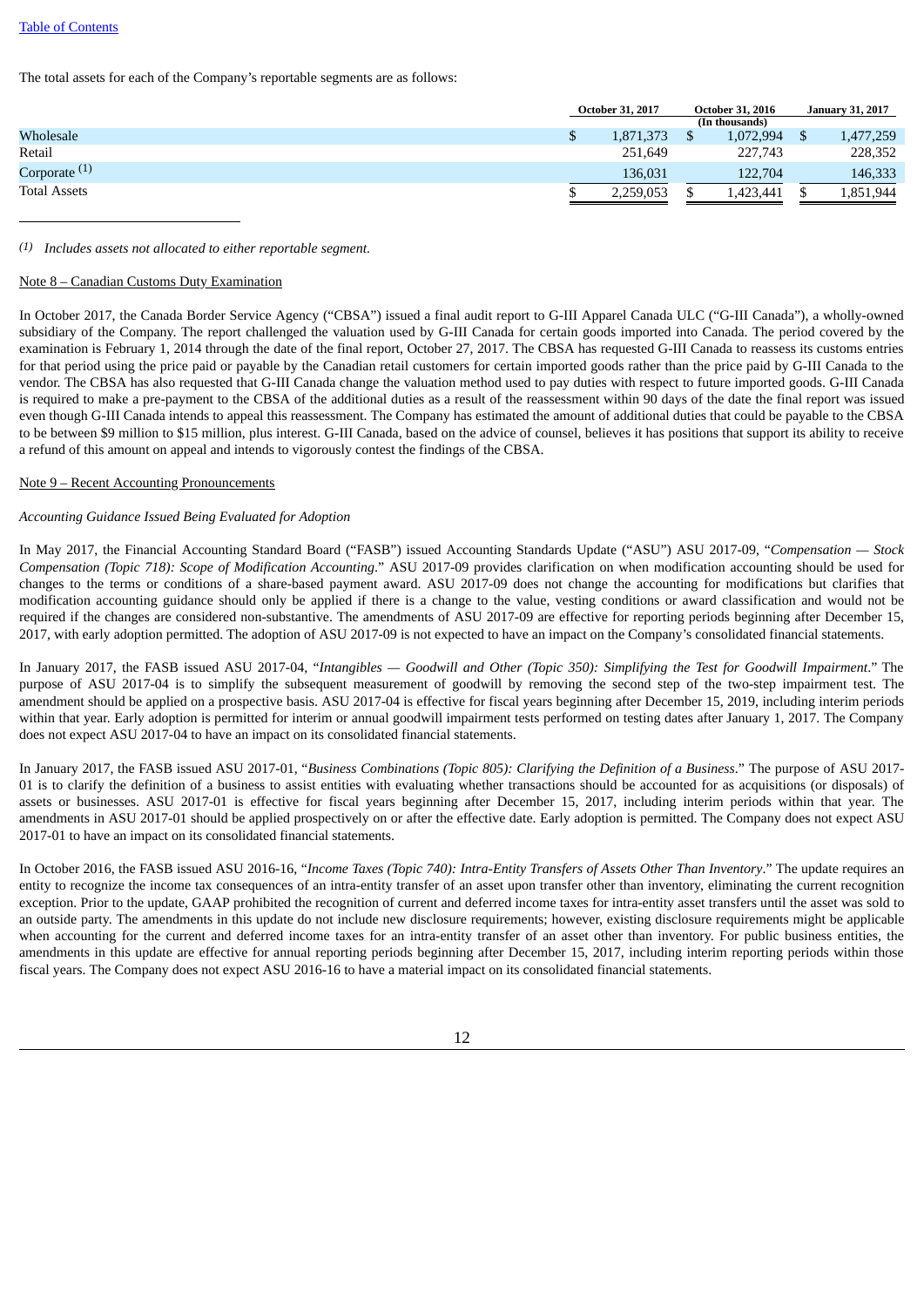Table of Contents

The total assets for each of the Company's reportable segments are as follows:

| | October 31, 2017 | October 31, 2016 | January 31, 2017 |
|---|---|---|---|
| | | (In thousands) | |
| Wholesale | $ 1,871,373 | $ 1,072,994 | $ 1,477,259 |
| Retail | 251,649 | 227,743 | 228,352 |
| Corporate [(1)] | 136,031 | 122,704 | 146,333 |
| Total Assets | $ 2,259,053 | $ 1,423,441 | $ 1,851,944 |

[(1)] *Includes assets not allocated to either reportable segment.*

Note 8 – Canadian Customs Duty Examination

In October 2017, the Canada Border Service Agency ("CBSA") issued a final audit report to G-III Apparel Canada ULC ("G-III Canada"), a wholly-owned subsidiary of the Company. The report challenged the valuation used by G-III Canada for certain goods imported into Canada. The period covered by the examination is February 1, 2014 through the date of the final report, October 27, 2017. The CBSA has requested G-III Canada to reassess its customs entries for that period using the price paid or payable by the Canadian retail customers for certain imported goods rather than the price paid by G-III Canada to the vendor. The CBSA has also requested that G-III Canada change the valuation method used to pay duties with respect to future imported goods. G-III Canada is required to make a pre-payment to the CBSA of the additional duties as a result of the reassessment within 90 days of the date the final report was issued even though G-III Canada intends to appeal this reassessment. The Company has estimated the amount of additional duties that could be payable to the CBSA to be between $9 million to $15 million, plus interest. G-III Canada, based on the advice of counsel, believes it has positions that support its ability to receive a refund of this amount on appeal and intends to vigorously contest the findings of the CBSA.

Note 9 – Recent Accounting Pronouncements

*Accounting Guidance Issued Being Evaluated for Adoption*

In May 2017, the Financial Accounting Standard Board ("FASB") issued Accounting Standards Update ("ASU") ASU 2017-09, "*Compensation — Stock Compensation (Topic 718): Scope of Modification Accounting*." ASU 2017-09 provides clarification on when modification accounting should be used for changes to the terms or conditions of a share-based payment award. ASU 2017-09 does not change the accounting for modifications but clarifies that modification accounting guidance should only be applied if there is a change to the value, vesting conditions or award classification and would not be required if the changes are considered non-substantive. The amendments of ASU 2017-09 are effective for reporting periods beginning after December 15, 2017, with early adoption permitted. The adoption of ASU 2017-09 is not expected to have an impact on the Company's consolidated financial statements.

In January 2017, the FASB issued ASU 2017-04, "*Intangibles — Goodwill and Other (Topic 350): Simplifying the Test for Goodwill Impairment*." The purpose of ASU 2017-04 is to simplify the subsequent measurement of goodwill by removing the second step of the two-step impairment test. The amendment should be applied on a prospective basis. ASU 2017-04 is effective for fiscal years beginning after December 15, 2019, including interim periods within that year. Early adoption is permitted for interim or annual goodwill impairment tests performed on testing dates after January 1, 2017. The Company does not expect ASU 2017-04 to have an impact on its consolidated financial statements.

In January 2017, the FASB issued ASU 2017-01, "*Business Combinations (Topic 805): Clarifying the Definition of a Business*." The purpose of ASU 2017-01 is to clarify the definition of a business to assist entities with evaluating whether transactions should be accounted for as acquisitions (or disposals) of assets or businesses. ASU 2017-01 is effective for fiscal years beginning after December 15, 2017, including interim periods within that year. The amendments in ASU 2017-01 should be applied prospectively on or after the effective date. Early adoption is permitted. The Company does not expect ASU 2017-01 to have an impact on its consolidated financial statements.

In October 2016, the FASB issued ASU 2016-16, "*Income Taxes (Topic 740): Intra-Entity Transfers of Assets Other Than Inventory*." The update requires an entity to recognize the income tax consequences of an intra-entity transfer of an asset upon transfer other than inventory, eliminating the current recognition exception. Prior to the update, GAAP prohibited the recognition of current and deferred income taxes for intra-entity asset transfers until the asset was sold to an outside party. The amendments in this update do not include new disclosure requirements; however, existing disclosure requirements might be applicable when accounting for the current and deferred income taxes for an intra-entity transfer of an asset other than inventory. For public business entities, the amendments in this update are effective for annual reporting periods beginning after December 15, 2017, including interim reporting periods within those fiscal years. The Company does not expect ASU 2016-16 to have a material impact on its consolidated financial statements.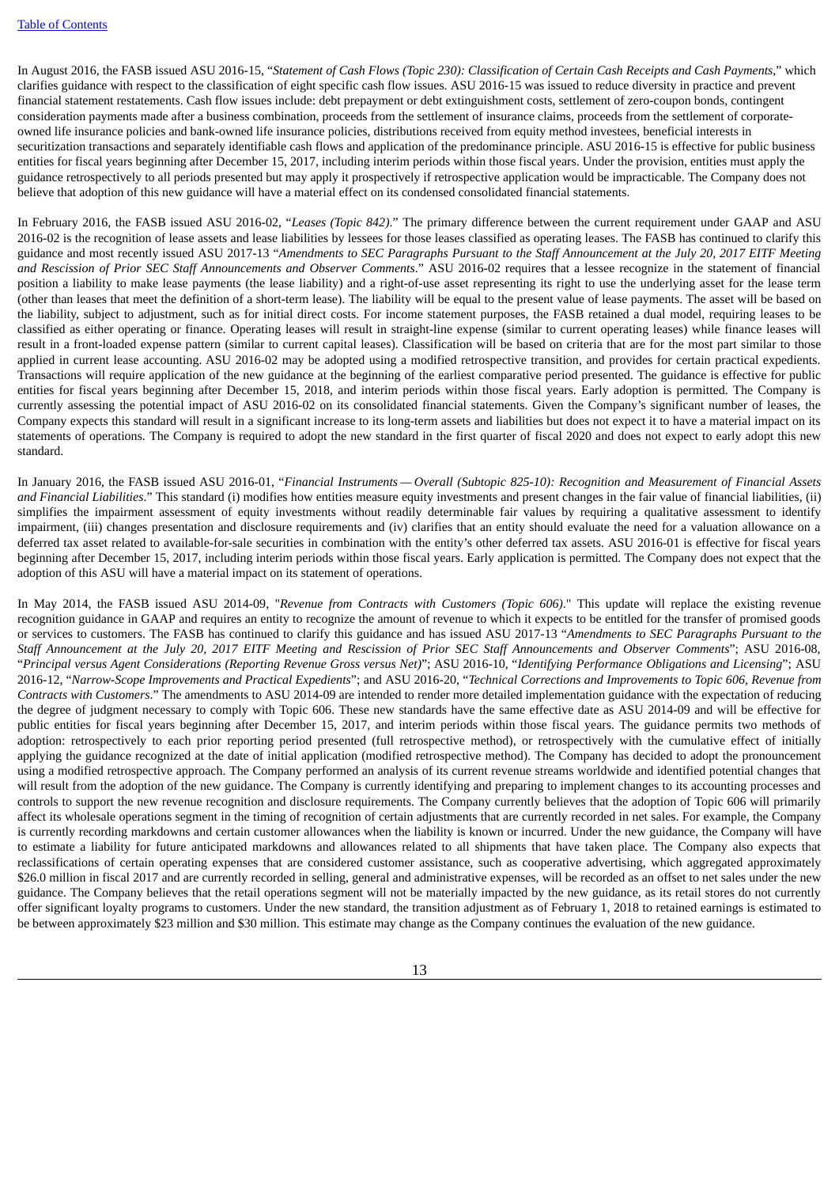In August 2016, the FASB issued ASU 2016-15, "*Statement of Cash Flows (Topic 230): Classification of Certain Cash Receipts and Cash Payments*," which clarifies guidance with respect to the classification of eight specific cash flow issues. ASU 2016-15 was issued to reduce diversity in practice and prevent financial statement restatements. Cash flow issues include: debt prepayment or debt extinguishment costs, settlement of zero-coupon bonds, contingent consideration payments made after a business combination, proceeds from the settlement of insurance claims, proceeds from the settlement of corporate-owned life insurance policies and bank-owned life insurance policies, distributions received from equity method investees, beneficial interests in securitization transactions and separately identifiable cash flows and application of the predominance principle. ASU 2016-15 is effective for public business entities for fiscal years beginning after December 15, 2017, including interim periods within those fiscal years. Under the provision, entities must apply the guidance retrospectively to all periods presented but may apply it prospectively if retrospective application would be impracticable. The Company does not believe that adoption of this new guidance will have a material effect on its condensed consolidated financial statements.

In February 2016, the FASB issued ASU 2016-02, "*Leases (Topic 842)*." The primary difference between the current requirement under GAAP and ASU 2016-02 is the recognition of lease assets and lease liabilities by lessees for those leases classified as operating leases. The FASB has continued to clarify this guidance and most recently issued ASU 2017-13 "*Amendments to SEC Paragraphs Pursuant to the Staff Announcement at the July 20, 2017 EITF Meeting and Rescission of Prior SEC Staff Announcements and Observer Comments*." ASU 2016-02 requires that a lessee recognize in the statement of financial position a liability to make lease payments (the lease liability) and a right-of-use asset representing its right to use the underlying asset for the lease term (other than leases that meet the definition of a short-term lease). The liability will be equal to the present value of lease payments. The asset will be based on the liability, subject to adjustment, such as for initial direct costs. For income statement purposes, the FASB retained a dual model, requiring leases to be classified as either operating or finance. Operating leases will result in straight-line expense (similar to current operating leases) while finance leases will result in a front-loaded expense pattern (similar to current capital leases). Classification will be based on criteria that are for the most part similar to those applied in current lease accounting. ASU 2016-02 may be adopted using a modified retrospective transition, and provides for certain practical expedients. Transactions will require application of the new guidance at the beginning of the earliest comparative period presented. The guidance is effective for public entities for fiscal years beginning after December 15, 2018, and interim periods within those fiscal years. Early adoption is permitted. The Company is currently assessing the potential impact of ASU 2016-02 on its consolidated financial statements. Given the Company's significant number of leases, the Company expects this standard will result in a significant increase to its long-term assets and liabilities but does not expect it to have a material impact on its statements of operations. The Company is required to adopt the new standard in the first quarter of fiscal 2020 and does not expect to early adopt this new standard.

In January 2016, the FASB issued ASU 2016-01, "*Financial Instruments — Overall (Subtopic 825-10): Recognition and Measurement of Financial Assets and Financial Liabilities*." This standard (i) modifies how entities measure equity investments and present changes in the fair value of financial liabilities, (ii) simplifies the impairment assessment of equity investments without readily determinable fair values by requiring a qualitative assessment to identify impairment, (iii) changes presentation and disclosure requirements and (iv) clarifies that an entity should evaluate the need for a valuation allowance on a deferred tax asset related to available-for-sale securities in combination with the entity's other deferred tax assets. ASU 2016-01 is effective for fiscal years beginning after December 15, 2017, including interim periods within those fiscal years. Early application is permitted. The Company does not expect that the adoption of this ASU will have a material impact on its statement of operations.

In May 2014, the FASB issued ASU 2014-09, "*Revenue from Contracts with Customers (Topic 606)*." This update will replace the existing revenue recognition guidance in GAAP and requires an entity to recognize the amount of revenue to which it expects to be entitled for the transfer of promised goods or services to customers. The FASB has continued to clarify this guidance and has issued ASU 2017-13 "*Amendments to SEC Paragraphs Pursuant to the Staff Announcement at the July 20, 2017 EITF Meeting and Rescission of Prior SEC Staff Announcements and Observer Comments*"; ASU 2016-08, "*Principal versus Agent Considerations (Reporting Revenue Gross versus Net)*"; ASU 2016-10, "*Identifying Performance Obligations and Licensing*"; ASU 2016-12, "*Narrow-Scope Improvements and Practical Expedients*"; and ASU 2016-20, "*Technical Corrections and Improvements to Topic 606, Revenue from Contracts with Customers*." The amendments to ASU 2014-09 are intended to render more detailed implementation guidance with the expectation of reducing the degree of judgment necessary to comply with Topic 606. These new standards have the same effective date as ASU 2014-09 and will be effective for public entities for fiscal years beginning after December 15, 2017, and interim periods within those fiscal years. The guidance permits two methods of adoption: retrospectively to each prior reporting period presented (full retrospective method), or retrospectively with the cumulative effect of initially applying the guidance recognized at the date of initial application (modified retrospective method). The Company has decided to adopt the pronouncement using a modified retrospective approach. The Company performed an analysis of its current revenue streams worldwide and identified potential changes that will result from the adoption of the new guidance. The Company is currently identifying and preparing to implement changes to its accounting processes and controls to support the new revenue recognition and disclosure requirements. The Company currently believes that the adoption of Topic 606 will primarily affect its wholesale operations segment in the timing of recognition of certain adjustments that are currently recorded in net sales. For example, the Company is currently recording markdowns and certain customer allowances when the liability is known or incurred. Under the new guidance, the Company will have to estimate a liability for future anticipated markdowns and allowances related to all shipments that have taken place. The Company also expects that reclassifications of certain operating expenses that are considered customer assistance, such as cooperative advertising, which aggregated approximately $26.0 million in fiscal 2017 and are currently recorded in selling, general and administrative expenses, will be recorded as an offset to net sales under the new guidance. The Company believes that the retail operations segment will not be materially impacted by the new guidance, as its retail stores do not currently offer significant loyalty programs to customers. Under the new standard, the transition adjustment as of February 1, 2018 to retained earnings is estimated to be between approximately $23 million and $30 million. This estimate may change as the Company continues the evaluation of the new guidance.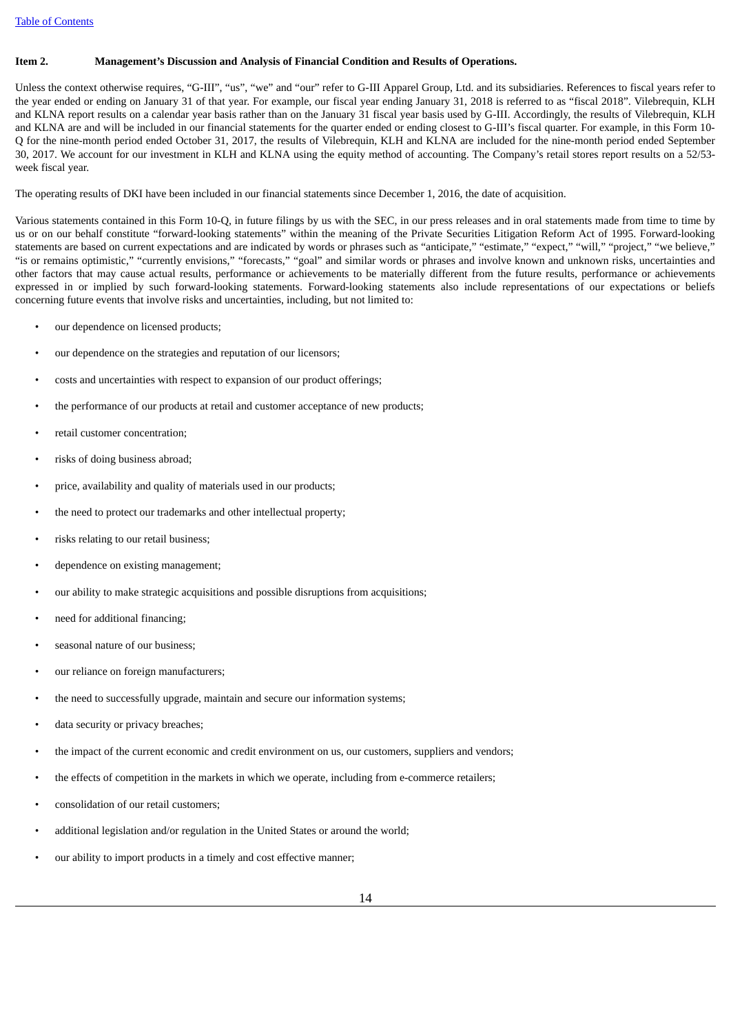**Item 2. Management's Discussion and Analysis of Financial Condition and Results of Operations.**

Unless the context otherwise requires, "G-III", "us", "we" and "our" refer to G-III Apparel Group, Ltd. and its subsidiaries. References to fiscal years refer to the year ended or ending on January 31 of that year. For example, our fiscal year ending January 31, 2018 is referred to as "fiscal 2018". Vilebrequin, KLH and KLNA report results on a calendar year basis rather than on the January 31 fiscal year basis used by G-III. Accordingly, the results of Vilebrequin, KLH and KLNA are and will be included in our financial statements for the quarter ended or ending closest to G-III's fiscal quarter. For example, in this Form 10-Q for the nine-month period ended October 31, 2017, the results of Vilebrequin, KLH and KLNA are included for the nine-month period ended September 30, 2017. We account for our investment in KLH and KLNA using the equity method of accounting. The Company's retail stores report results on a 52/53-week fiscal year.

The operating results of DKI have been included in our financial statements since December 1, 2016, the date of acquisition.

Various statements contained in this Form 10-Q, in future filings by us with the SEC, in our press releases and in oral statements made from time to time by us or on our behalf constitute "forward-looking statements" within the meaning of the Private Securities Litigation Reform Act of 1995. Forward-looking statements are based on current expectations and are indicated by words or phrases such as "anticipate," "estimate," "expect," "will," "project," "we believe," "is or remains optimistic," "currently envisions," "forecasts," "goal" and similar words or phrases and involve known and unknown risks, uncertainties and other factors that may cause actual results, performance or achievements to be materially different from the future results, performance or achievements expressed in or implied by such forward-looking statements. Forward-looking statements also include representations of our expectations or beliefs concerning future events that involve risks and uncertainties, including, but not limited to:

- our dependence on licensed products;
- our dependence on the strategies and reputation of our licensors;
- costs and uncertainties with respect to expansion of our product offerings;
- the performance of our products at retail and customer acceptance of new products;
- retail customer concentration;
- risks of doing business abroad;
- price, availability and quality of materials used in our products;
- the need to protect our trademarks and other intellectual property;
- risks relating to our retail business;
- dependence on existing management;
- our ability to make strategic acquisitions and possible disruptions from acquisitions;
- need for additional financing;
- seasonal nature of our business;
- our reliance on foreign manufacturers;
- the need to successfully upgrade, maintain and secure our information systems;
- data security or privacy breaches;
- the impact of the current economic and credit environment on us, our customers, suppliers and vendors;
- the effects of competition in the markets in which we operate, including from e-commerce retailers;
- consolidation of our retail customers;
- additional legislation and/or regulation in the United States or around the world;
- our ability to import products in a timely and cost effective manner;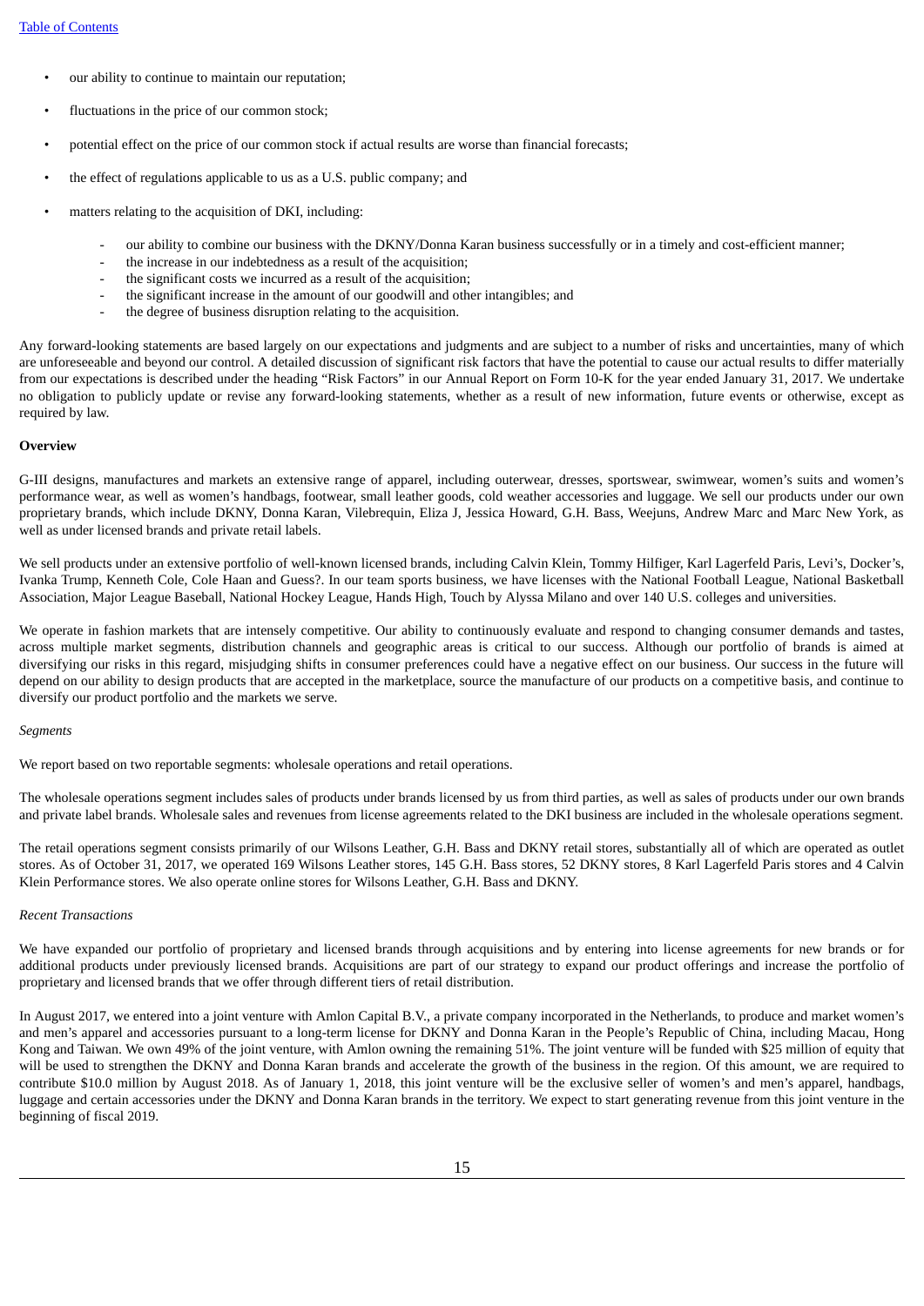- our ability to continue to maintain our reputation;
- fluctuations in the price of our common stock;
- potential effect on the price of our common stock if actual results are worse than financial forecasts;
- the effect of regulations applicable to us as a U.S. public company; and
- matters relating to the acquisition of DKI, including:
    - our ability to combine our business with the DKNY/Donna Karan business successfully or in a timely and cost-efficient manner;
    - the increase in our indebtedness as a result of the acquisition;
    - the significant costs we incurred as a result of the acquisition;
    - the significant increase in the amount of our goodwill and other intangibles; and
    - the degree of business disruption relating to the acquisition.

Any forward-looking statements are based largely on our expectations and judgments and are subject to a number of risks and uncertainties, many of which are unforeseeable and beyond our control. A detailed discussion of significant risk factors that have the potential to cause our actual results to differ materially from our expectations is described under the heading "Risk Factors" in our Annual Report on Form 10-K for the year ended January 31, 2017. We undertake no obligation to publicly update or revise any forward-looking statements, whether as a result of new information, future events or otherwise, except as required by law.

**Overview**

G-III designs, manufactures and markets an extensive range of apparel, including outerwear, dresses, sportswear, swimwear, women's suits and women's performance wear, as well as women's handbags, footwear, small leather goods, cold weather accessories and luggage. We sell our products under our own proprietary brands, which include DKNY, Donna Karan, Vilebrequin, Eliza J, Jessica Howard, G.H. Bass, Weejuns, Andrew Marc and Marc New York, as well as under licensed brands and private retail labels.

We sell products under an extensive portfolio of well-known licensed brands, including Calvin Klein, Tommy Hilfiger, Karl Lagerfeld Paris, Levi's, Docker's, Ivanka Trump, Kenneth Cole, Cole Haan and Guess?. In our team sports business, we have licenses with the National Football League, National Basketball Association, Major League Baseball, National Hockey League, Hands High, Touch by Alyssa Milano and over 140 U.S. colleges and universities.

We operate in fashion markets that are intensely competitive. Our ability to continuously evaluate and respond to changing consumer demands and tastes, across multiple market segments, distribution channels and geographic areas is critical to our success. Although our portfolio of brands is aimed at diversifying our risks in this regard, misjudging shifts in consumer preferences could have a negative effect on our business. Our success in the future will depend on our ability to design products that are accepted in the marketplace, source the manufacture of our products on a competitive basis, and continue to diversify our product portfolio and the markets we serve.

*Segments*

We report based on two reportable segments: wholesale operations and retail operations.

The wholesale operations segment includes sales of products under brands licensed by us from third parties, as well as sales of products under our own brands and private label brands. Wholesale sales and revenues from license agreements related to the DKI business are included in the wholesale operations segment.

The retail operations segment consists primarily of our Wilsons Leather, G.H. Bass and DKNY retail stores, substantially all of which are operated as outlet stores. As of October 31, 2017, we operated 169 Wilsons Leather stores, 145 G.H. Bass stores, 52 DKNY stores, 8 Karl Lagerfeld Paris stores and 4 Calvin Klein Performance stores. We also operate online stores for Wilsons Leather, G.H. Bass and DKNY.

*Recent Transactions*

We have expanded our portfolio of proprietary and licensed brands through acquisitions and by entering into license agreements for new brands or for additional products under previously licensed brands. Acquisitions are part of our strategy to expand our product offerings and increase the portfolio of proprietary and licensed brands that we offer through different tiers of retail distribution.

In August 2017, we entered into a joint venture with Amlon Capital B.V., a private company incorporated in the Netherlands, to produce and market women's and men's apparel and accessories pursuant to a long-term license for DKNY and Donna Karan in the People's Republic of China, including Macau, Hong Kong and Taiwan. We own 49% of the joint venture, with Amlon owning the remaining 51%. The joint venture will be funded with $25 million of equity that will be used to strengthen the DKNY and Donna Karan brands and accelerate the growth of the business in the region. Of this amount, we are required to contribute $10.0 million by August 2018. As of January 1, 2018, this joint venture will be the exclusive seller of women's and men's apparel, handbags, luggage and certain accessories under the DKNY and Donna Karan brands in the territory. We expect to start generating revenue from this joint venture in the beginning of fiscal 2019.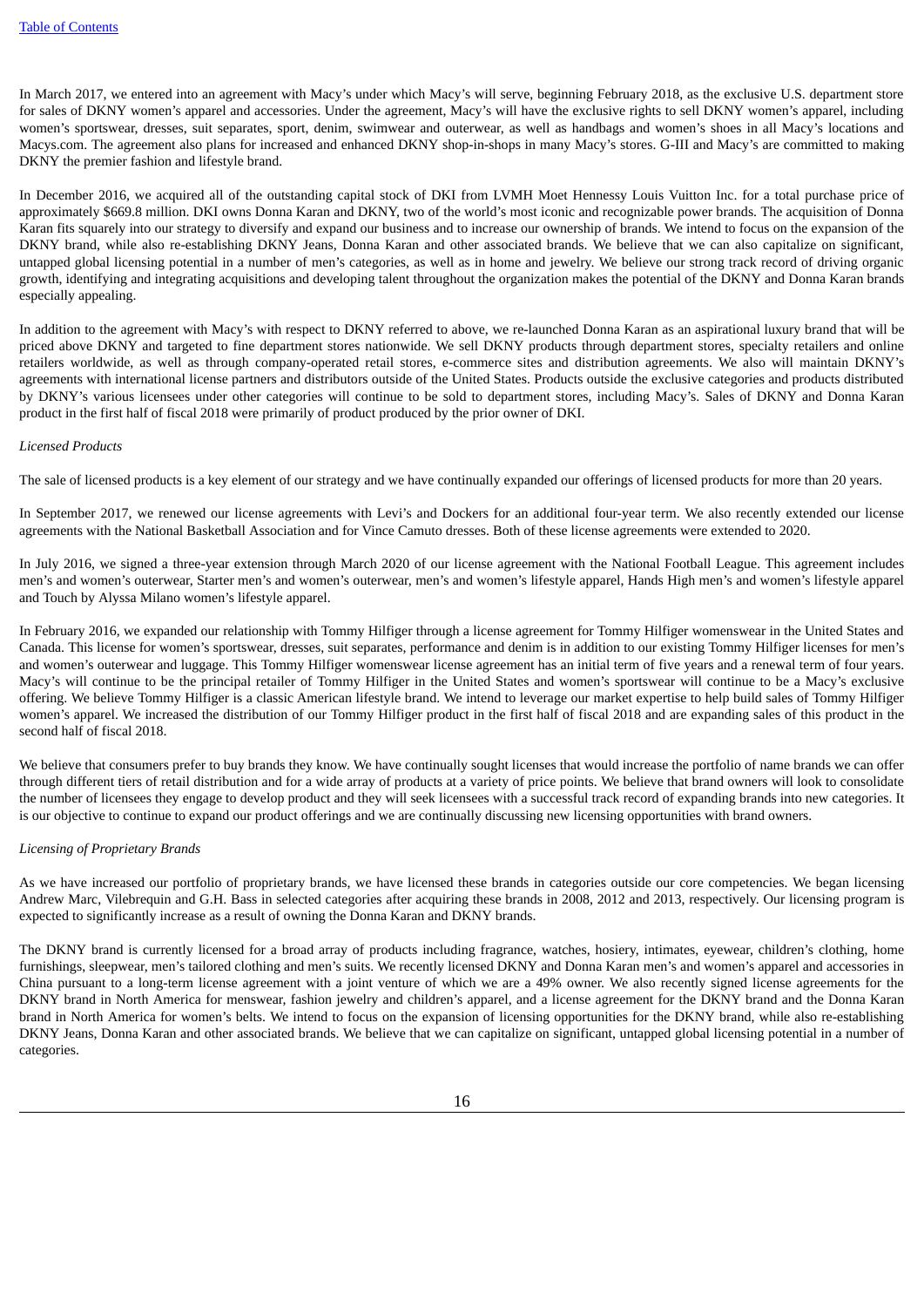In March 2017, we entered into an agreement with Macy's under which Macy's will serve, beginning February 2018, as the exclusive U.S. department store for sales of DKNY women's apparel and accessories. Under the agreement, Macy's will have the exclusive rights to sell DKNY women's apparel, including women's sportswear, dresses, suit separates, sport, denim, swimwear and outerwear, as well as handbags and women's shoes in all Macy's locations and Macys.com. The agreement also plans for increased and enhanced DKNY shop-in-shops in many Macy's stores. G-III and Macy's are committed to making DKNY the premier fashion and lifestyle brand.

In December 2016, we acquired all of the outstanding capital stock of DKI from LVMH Moet Hennessy Louis Vuitton Inc. for a total purchase price of approximately $669.8 million. DKI owns Donna Karan and DKNY, two of the world's most iconic and recognizable power brands. The acquisition of Donna Karan fits squarely into our strategy to diversify and expand our business and to increase our ownership of brands. We intend to focus on the expansion of the DKNY brand, while also re-establishing DKNY Jeans, Donna Karan and other associated brands. We believe that we can also capitalize on significant, untapped global licensing potential in a number of men's categories, as well as in home and jewelry. We believe our strong track record of driving organic growth, identifying and integrating acquisitions and developing talent throughout the organization makes the potential of the DKNY and Donna Karan brands especially appealing.

In addition to the agreement with Macy's with respect to DKNY referred to above, we re-launched Donna Karan as an aspirational luxury brand that will be priced above DKNY and targeted to fine department stores nationwide. We sell DKNY products through department stores, specialty retailers and online retailers worldwide, as well as through company-operated retail stores, e-commerce sites and distribution agreements. We also will maintain DKNY's agreements with international license partners and distributors outside of the United States. Products outside the exclusive categories and products distributed by DKNY's various licensees under other categories will continue to be sold to department stores, including Macy's. Sales of DKNY and Donna Karan product in the first half of fiscal 2018 were primarily of product produced by the prior owner of DKI.

*Licensed Products*

The sale of licensed products is a key element of our strategy and we have continually expanded our offerings of licensed products for more than 20 years.

In September 2017, we renewed our license agreements with Levi's and Dockers for an additional four-year term. We also recently extended our license agreements with the National Basketball Association and for Vince Camuto dresses. Both of these license agreements were extended to 2020.

In July 2016, we signed a three-year extension through March 2020 of our license agreement with the National Football League. This agreement includes men's and women's outerwear, Starter men's and women's outerwear, men's and women's lifestyle apparel, Hands High men's and women's lifestyle apparel and Touch by Alyssa Milano women's lifestyle apparel.

In February 2016, we expanded our relationship with Tommy Hilfiger through a license agreement for Tommy Hilfiger womenswear in the United States and Canada. This license for women's sportswear, dresses, suit separates, performance and denim is in addition to our existing Tommy Hilfiger licenses for men's and women's outerwear and luggage. This Tommy Hilfiger womenswear license agreement has an initial term of five years and a renewal term of four years. Macy's will continue to be the principal retailer of Tommy Hilfiger in the United States and women's sportswear will continue to be a Macy's exclusive offering. We believe Tommy Hilfiger is a classic American lifestyle brand. We intend to leverage our market expertise to help build sales of Tommy Hilfiger women's apparel. We increased the distribution of our Tommy Hilfiger product in the first half of fiscal 2018 and are expanding sales of this product in the second half of fiscal 2018.

We believe that consumers prefer to buy brands they know. We have continually sought licenses that would increase the portfolio of name brands we can offer through different tiers of retail distribution and for a wide array of products at a variety of price points. We believe that brand owners will look to consolidate the number of licensees they engage to develop product and they will seek licensees with a successful track record of expanding brands into new categories. It is our objective to continue to expand our product offerings and we are continually discussing new licensing opportunities with brand owners.

*Licensing of Proprietary Brands*

As we have increased our portfolio of proprietary brands, we have licensed these brands in categories outside our core competencies. We began licensing Andrew Marc, Vilebrequin and G.H. Bass in selected categories after acquiring these brands in 2008, 2012 and 2013, respectively. Our licensing program is expected to significantly increase as a result of owning the Donna Karan and DKNY brands.

The DKNY brand is currently licensed for a broad array of products including fragrance, watches, hosiery, intimates, eyewear, children's clothing, home furnishings, sleepwear, men's tailored clothing and men's suits. We recently licensed DKNY and Donna Karan men's and women's apparel and accessories in China pursuant to a long-term license agreement with a joint venture of which we are a 49% owner. We also recently signed license agreements for the DKNY brand in North America for menswear, fashion jewelry and children's apparel, and a license agreement for the DKNY brand and the Donna Karan brand in North America for women's belts. We intend to focus on the expansion of licensing opportunities for the DKNY brand, while also re-establishing DKNY Jeans, Donna Karan and other associated brands. We believe that we can capitalize on significant, untapped global licensing potential in a number of categories.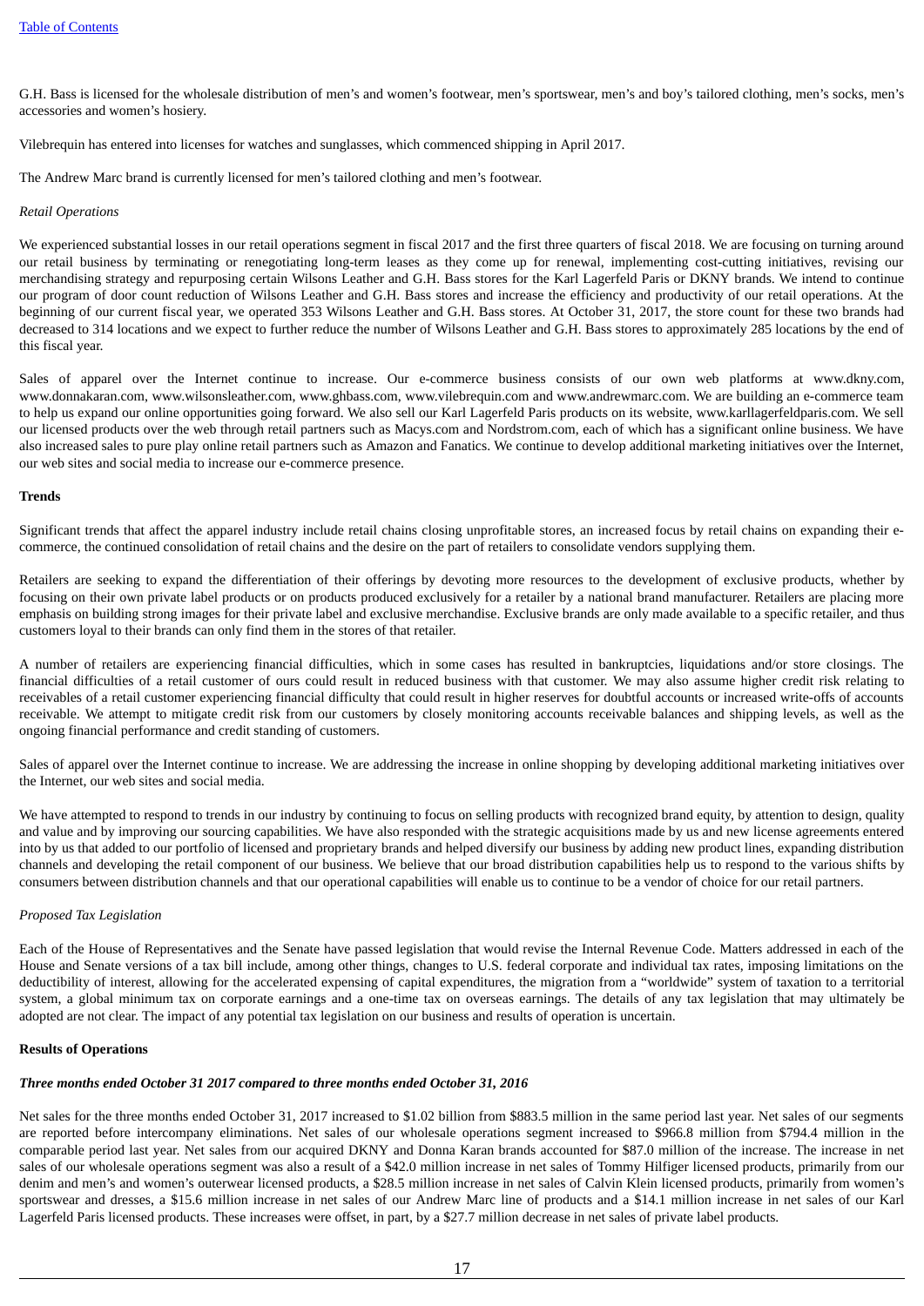G.H. Bass is licensed for the wholesale distribution of men's and women's footwear, men's sportswear, men's and boy's tailored clothing, men's socks, men's accessories and women's hosiery.

Vilebrequin has entered into licenses for watches and sunglasses, which commenced shipping in April 2017.

The Andrew Marc brand is currently licensed for men's tailored clothing and men's footwear.

*Retail Operations*

We experienced substantial losses in our retail operations segment in fiscal 2017 and the first three quarters of fiscal 2018. We are focusing on turning around our retail business by terminating or renegotiating long-term leases as they come up for renewal, implementing cost-cutting initiatives, revising our merchandising strategy and repurposing certain Wilsons Leather and G.H. Bass stores for the Karl Lagerfeld Paris or DKNY brands. We intend to continue our program of door count reduction of Wilsons Leather and G.H. Bass stores and increase the efficiency and productivity of our retail operations. At the beginning of our current fiscal year, we operated 353 Wilsons Leather and G.H. Bass stores. At October 31, 2017, the store count for these two brands had decreased to 314 locations and we expect to further reduce the number of Wilsons Leather and G.H. Bass stores to approximately 285 locations by the end of this fiscal year.

Sales of apparel over the Internet continue to increase. Our e-commerce business consists of our own web platforms at www.dkny.com, www.donnakaran.com, www.wilsonsleather.com, www.ghbass.com, www.vilebrequin.com and www.andrewmarc.com. We are building an e-commerce team to help us expand our online opportunities going forward. We also sell our Karl Lagerfeld Paris products on its website, www.karllagerfeldparis.com. We sell our licensed products over the web through retail partners such as Macys.com and Nordstrom.com, each of which has a significant online business. We have also increased sales to pure play online retail partners such as Amazon and Fanatics. We continue to develop additional marketing initiatives over the Internet, our web sites and social media to increase our e-commerce presence.

**Trends**

Significant trends that affect the apparel industry include retail chains closing unprofitable stores, an increased focus by retail chains on expanding their e-commerce, the continued consolidation of retail chains and the desire on the part of retailers to consolidate vendors supplying them.

Retailers are seeking to expand the differentiation of their offerings by devoting more resources to the development of exclusive products, whether by focusing on their own private label products or on products produced exclusively for a retailer by a national brand manufacturer. Retailers are placing more emphasis on building strong images for their private label and exclusive merchandise. Exclusive brands are only made available to a specific retailer, and thus customers loyal to their brands can only find them in the stores of that retailer.

A number of retailers are experiencing financial difficulties, which in some cases has resulted in bankruptcies, liquidations and/or store closings. The financial difficulties of a retail customer of ours could result in reduced business with that customer. We may also assume higher credit risk relating to receivables of a retail customer experiencing financial difficulty that could result in higher reserves for doubtful accounts or increased write-offs of accounts receivable. We attempt to mitigate credit risk from our customers by closely monitoring accounts receivable balances and shipping levels, as well as the ongoing financial performance and credit standing of customers.

Sales of apparel over the Internet continue to increase. We are addressing the increase in online shopping by developing additional marketing initiatives over the Internet, our web sites and social media.

We have attempted to respond to trends in our industry by continuing to focus on selling products with recognized brand equity, by attention to design, quality and value and by improving our sourcing capabilities. We have also responded with the strategic acquisitions made by us and new license agreements entered into by us that added to our portfolio of licensed and proprietary brands and helped diversify our business by adding new product lines, expanding distribution channels and developing the retail component of our business. We believe that our broad distribution capabilities help us to respond to the various shifts by consumers between distribution channels and that our operational capabilities will enable us to continue to be a vendor of choice for our retail partners.

*Proposed Tax Legislation*

Each of the House of Representatives and the Senate have passed legislation that would revise the Internal Revenue Code. Matters addressed in each of the House and Senate versions of a tax bill include, among other things, changes to U.S. federal corporate and individual tax rates, imposing limitations on the deductibility of interest, allowing for the accelerated expensing of capital expenditures, the migration from a "worldwide" system of taxation to a territorial system, a global minimum tax on corporate earnings and a one-time tax on overseas earnings. The details of any tax legislation that may ultimately be adopted are not clear. The impact of any potential tax legislation on our business and results of operation is uncertain.

**Results of Operations**

***Three months ended October 31 2017 compared to three months ended October 31, 2016***

Net sales for the three months ended October 31, 2017 increased to $1.02 billion from $883.5 million in the same period last year. Net sales of our segments are reported before intercompany eliminations. Net sales of our wholesale operations segment increased to $966.8 million from $794.4 million in the comparable period last year. Net sales from our acquired DKNY and Donna Karan brands accounted for $87.0 million of the increase. The increase in net sales of our wholesale operations segment was also a result of a $42.0 million increase in net sales of Tommy Hilfiger licensed products, primarily from our denim and men's and women's outerwear licensed products, a $28.5 million increase in net sales of Calvin Klein licensed products, primarily from women's sportswear and dresses, a $15.6 million increase in net sales of our Andrew Marc line of products and a $14.1 million increase in net sales of our Karl Lagerfeld Paris licensed products. These increases were offset, in part, by a $27.7 million decrease in net sales of private label products.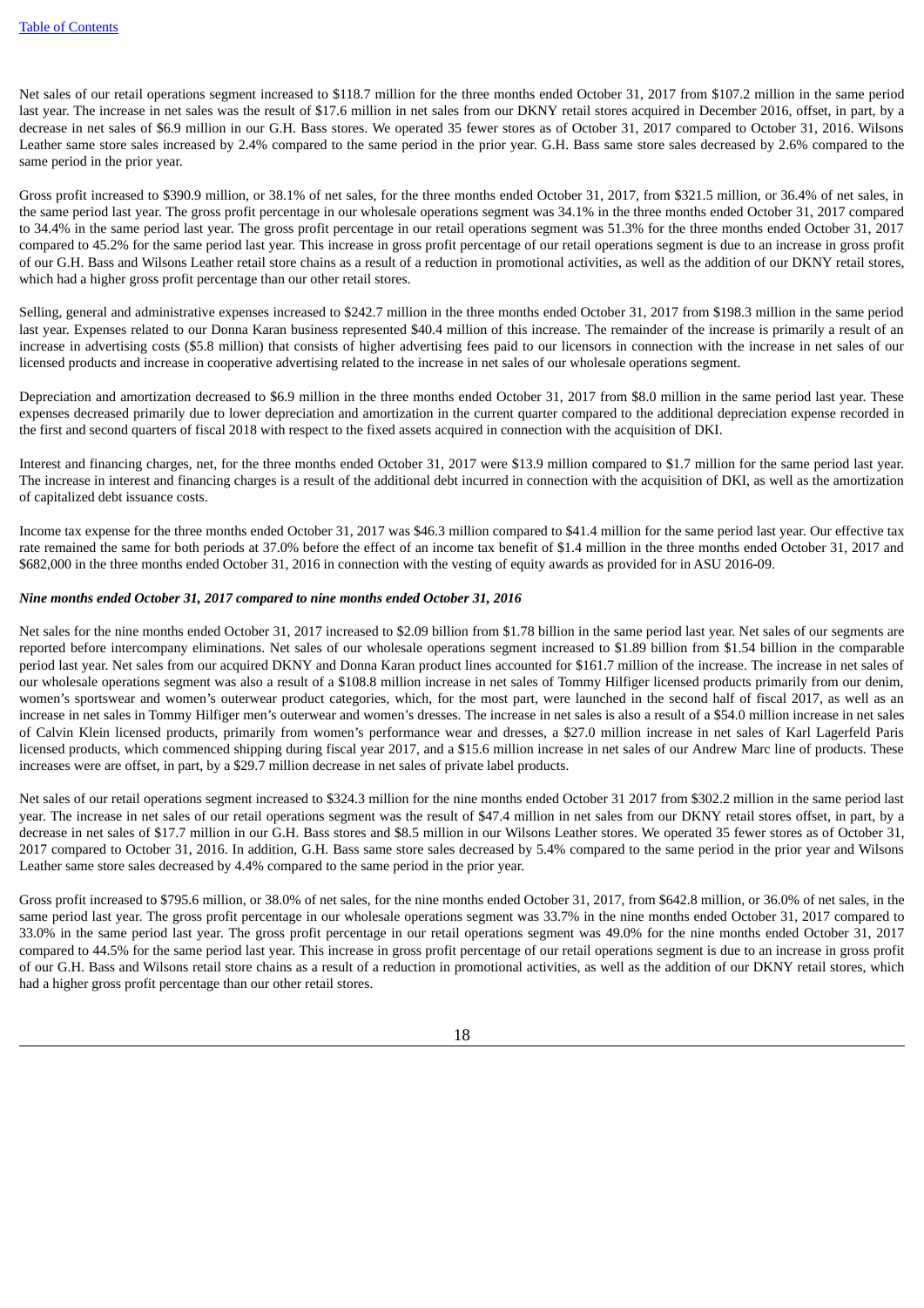Net sales of our retail operations segment increased to $118.7 million for the three months ended October 31, 2017 from $107.2 million in the same period last year. The increase in net sales was the result of $17.6 million in net sales from our DKNY retail stores acquired in December 2016, offset, in part, by a decrease in net sales of $6.9 million in our G.H. Bass stores. We operated 35 fewer stores as of October 31, 2017 compared to October 31, 2016. Wilsons Leather same store sales increased by 2.4% compared to the same period in the prior year. G.H. Bass same store sales decreased by 2.6% compared to the same period in the prior year.

Gross profit increased to $390.9 million, or 38.1% of net sales, for the three months ended October 31, 2017, from $321.5 million, or 36.4% of net sales, in the same period last year. The gross profit percentage in our wholesale operations segment was 34.1% in the three months ended October 31, 2017 compared to 34.4% in the same period last year. The gross profit percentage in our retail operations segment was 51.3% for the three months ended October 31, 2017 compared to 45.2% for the same period last year. This increase in gross profit percentage of our retail operations segment is due to an increase in gross profit of our G.H. Bass and Wilsons Leather retail store chains as a result of a reduction in promotional activities, as well as the addition of our DKNY retail stores, which had a higher gross profit percentage than our other retail stores.

Selling, general and administrative expenses increased to $242.7 million in the three months ended October 31, 2017 from $198.3 million in the same period last year. Expenses related to our Donna Karan business represented $40.4 million of this increase. The remainder of the increase is primarily a result of an increase in advertising costs ($5.8 million) that consists of higher advertising fees paid to our licensors in connection with the increase in net sales of our licensed products and increase in cooperative advertising related to the increase in net sales of our wholesale operations segment.

Depreciation and amortization decreased to $6.9 million in the three months ended October 31, 2017 from $8.0 million in the same period last year. These expenses decreased primarily due to lower depreciation and amortization in the current quarter compared to the additional depreciation expense recorded in the first and second quarters of fiscal 2018 with respect to the fixed assets acquired in connection with the acquisition of DKI.

Interest and financing charges, net, for the three months ended October 31, 2017 were $13.9 million compared to $1.7 million for the same period last year. The increase in interest and financing charges is a result of the additional debt incurred in connection with the acquisition of DKI, as well as the amortization of capitalized debt issuance costs.

Income tax expense for the three months ended October 31, 2017 was $46.3 million compared to $41.4 million for the same period last year. Our effective tax rate remained the same for both periods at 37.0% before the effect of an income tax benefit of $1.4 million in the three months ended October 31, 2017 and $682,000 in the three months ended October 31, 2016 in connection with the vesting of equity awards as provided for in ASU 2016-09.

***Nine months ended October 31, 2017 compared to nine months ended October 31, 2016***

Net sales for the nine months ended October 31, 2017 increased to $2.09 billion from $1.78 billion in the same period last year. Net sales of our segments are reported before intercompany eliminations. Net sales of our wholesale operations segment increased to $1.89 billion from $1.54 billion in the comparable period last year. Net sales from our acquired DKNY and Donna Karan product lines accounted for $161.7 million of the increase. The increase in net sales of our wholesale operations segment was also a result of a $108.8 million increase in net sales of Tommy Hilfiger licensed products primarily from our denim, women's sportswear and women's outerwear product categories, which, for the most part, were launched in the second half of fiscal 2017, as well as an increase in net sales in Tommy Hilfiger men's outerwear and women's dresses. The increase in net sales is also a result of a $54.0 million increase in net sales of Calvin Klein licensed products, primarily from women's performance wear and dresses, a $27.0 million increase in net sales of Karl Lagerfeld Paris licensed products, which commenced shipping during fiscal year 2017, and a $15.6 million increase in net sales of our Andrew Marc line of products. These increases were are offset, in part, by a $29.7 million decrease in net sales of private label products.

Net sales of our retail operations segment increased to $324.3 million for the nine months ended October 31 2017 from $302.2 million in the same period last year. The increase in net sales of our retail operations segment was the result of $47.4 million in net sales from our DKNY retail stores offset, in part, by a decrease in net sales of $17.7 million in our G.H. Bass stores and $8.5 million in our Wilsons Leather stores. We operated 35 fewer stores as of October 31, 2017 compared to October 31, 2016. In addition, G.H. Bass same store sales decreased by 5.4% compared to the same period in the prior year and Wilsons Leather same store sales decreased by 4.4% compared to the same period in the prior year.

Gross profit increased to $795.6 million, or 38.0% of net sales, for the nine months ended October 31, 2017, from $642.8 million, or 36.0% of net sales, in the same period last year. The gross profit percentage in our wholesale operations segment was 33.7% in the nine months ended October 31, 2017 compared to 33.0% in the same period last year. The gross profit percentage in our retail operations segment was 49.0% for the nine months ended October 31, 2017 compared to 44.5% for the same period last year. This increase in gross profit percentage of our retail operations segment is due to an increase in gross profit of our G.H. Bass and Wilsons retail store chains as a result of a reduction in promotional activities, as well as the addition of our DKNY retail stores, which had a higher gross profit percentage than our other retail stores.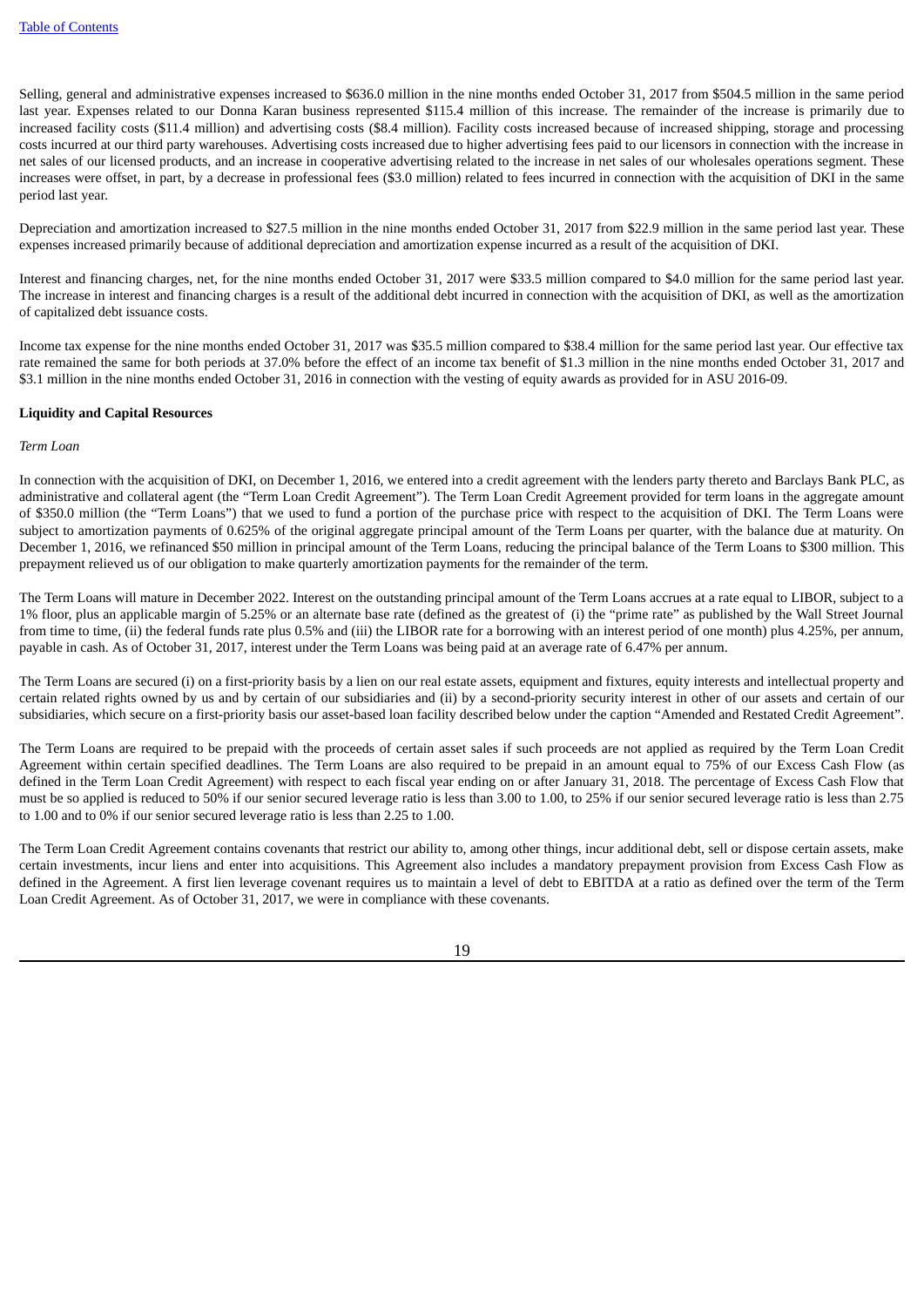Selling, general and administrative expenses increased to $636.0 million in the nine months ended October 31, 2017 from $504.5 million in the same period last year. Expenses related to our Donna Karan business represented $115.4 million of this increase. The remainder of the increase is primarily due to increased facility costs ($11.4 million) and advertising costs ($8.4 million). Facility costs increased because of increased shipping, storage and processing costs incurred at our third party warehouses. Advertising costs increased due to higher advertising fees paid to our licensors in connection with the increase in net sales of our licensed products, and an increase in cooperative advertising related to the increase in net sales of our wholesales operations segment. These increases were offset, in part, by a decrease in professional fees ($3.0 million) related to fees incurred in connection with the acquisition of DKI in the same period last year.

Depreciation and amortization increased to $27.5 million in the nine months ended October 31, 2017 from $22.9 million in the same period last year. These expenses increased primarily because of additional depreciation and amortization expense incurred as a result of the acquisition of DKI.

Interest and financing charges, net, for the nine months ended October 31, 2017 were $33.5 million compared to $4.0 million for the same period last year. The increase in interest and financing charges is a result of the additional debt incurred in connection with the acquisition of DKI, as well as the amortization of capitalized debt issuance costs.

Income tax expense for the nine months ended October 31, 2017 was $35.5 million compared to $38.4 million for the same period last year. Our effective tax rate remained the same for both periods at 37.0% before the effect of an income tax benefit of $1.3 million in the nine months ended October 31, 2017 and $3.1 million in the nine months ended October 31, 2016 in connection with the vesting of equity awards as provided for in ASU 2016-09.

**Liquidity and Capital Resources**

*Term Loan*

In connection with the acquisition of DKI, on December 1, 2016, we entered into a credit agreement with the lenders party thereto and Barclays Bank PLC, as administrative and collateral agent (the "Term Loan Credit Agreement"). The Term Loan Credit Agreement provided for term loans in the aggregate amount of $350.0 million (the "Term Loans") that we used to fund a portion of the purchase price with respect to the acquisition of DKI. The Term Loans were subject to amortization payments of 0.625% of the original aggregate principal amount of the Term Loans per quarter, with the balance due at maturity. On December 1, 2016, we refinanced $50 million in principal amount of the Term Loans, reducing the principal balance of the Term Loans to $300 million. This prepayment relieved us of our obligation to make quarterly amortization payments for the remainder of the term.

The Term Loans will mature in December 2022. Interest on the outstanding principal amount of the Term Loans accrues at a rate equal to LIBOR, subject to a 1% floor, plus an applicable margin of 5.25% or an alternate base rate (defined as the greatest of (i) the "prime rate" as published by the Wall Street Journal from time to time, (ii) the federal funds rate plus 0.5% and (iii) the LIBOR rate for a borrowing with an interest period of one month) plus 4.25%, per annum, payable in cash. As of October 31, 2017, interest under the Term Loans was being paid at an average rate of 6.47% per annum.

The Term Loans are secured (i) on a first-priority basis by a lien on our real estate assets, equipment and fixtures, equity interests and intellectual property and certain related rights owned by us and by certain of our subsidiaries and (ii) by a second-priority security interest in other of our assets and certain of our subsidiaries, which secure on a first-priority basis our asset-based loan facility described below under the caption "Amended and Restated Credit Agreement".

The Term Loans are required to be prepaid with the proceeds of certain asset sales if such proceeds are not applied as required by the Term Loan Credit Agreement within certain specified deadlines. The Term Loans are also required to be prepaid in an amount equal to 75% of our Excess Cash Flow (as defined in the Term Loan Credit Agreement) with respect to each fiscal year ending on or after January 31, 2018. The percentage of Excess Cash Flow that must be so applied is reduced to 50% if our senior secured leverage ratio is less than 3.00 to 1.00, to 25% if our senior secured leverage ratio is less than 2.75 to 1.00 and to 0% if our senior secured leverage ratio is less than 2.25 to 1.00.

The Term Loan Credit Agreement contains covenants that restrict our ability to, among other things, incur additional debt, sell or dispose certain assets, make certain investments, incur liens and enter into acquisitions. This Agreement also includes a mandatory prepayment provision from Excess Cash Flow as defined in the Agreement. A first lien leverage covenant requires us to maintain a level of debt to EBITDA at a ratio as defined over the term of the Term Loan Credit Agreement. As of October 31, 2017, we were in compliance with these covenants.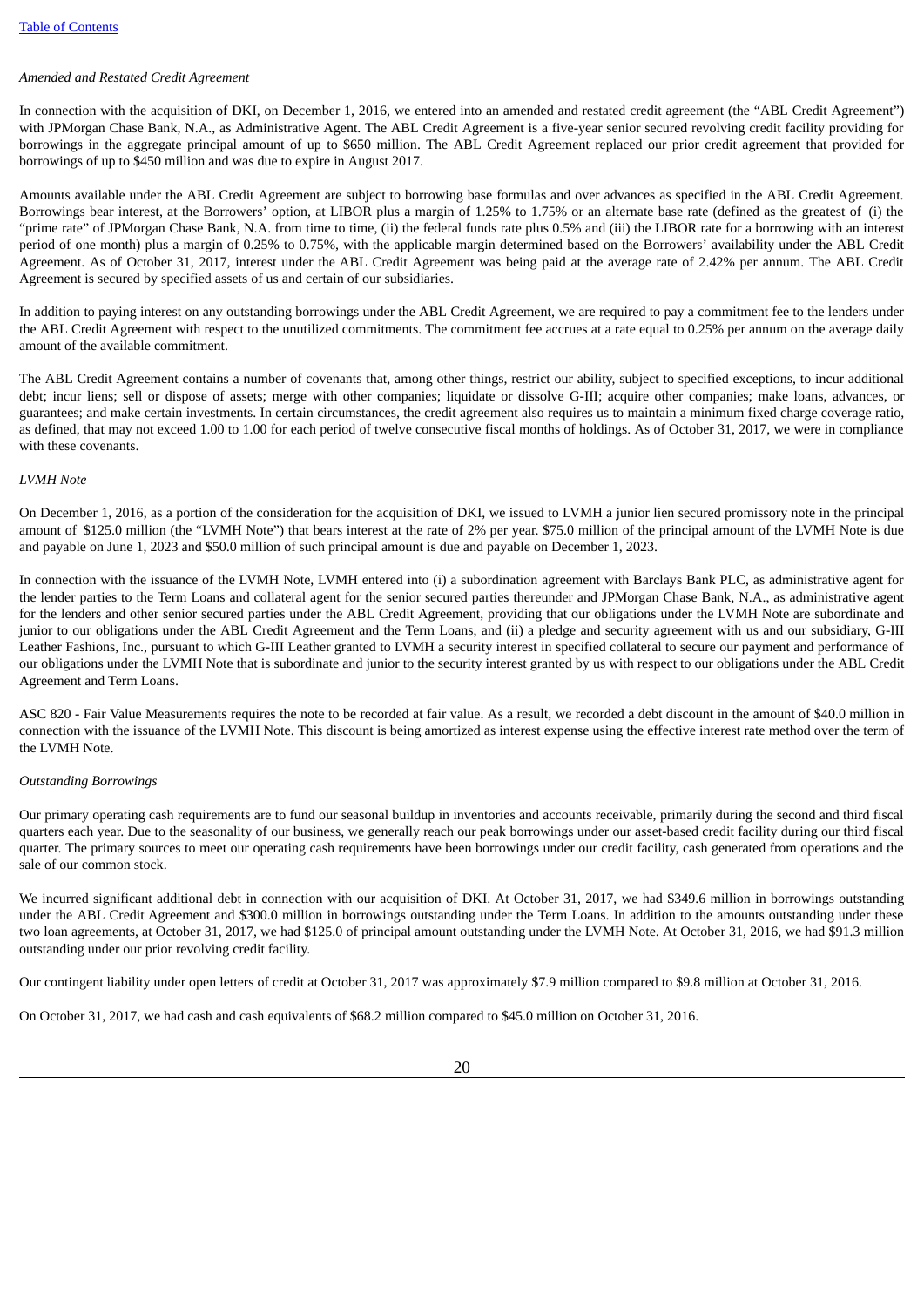*Amended and Restated Credit Agreement*

In connection with the acquisition of DKI, on December 1, 2016, we entered into an amended and restated credit agreement (the "ABL Credit Agreement") with JPMorgan Chase Bank, N.A., as Administrative Agent. The ABL Credit Agreement is a five-year senior secured revolving credit facility providing for borrowings in the aggregate principal amount of up to $650 million. The ABL Credit Agreement replaced our prior credit agreement that provided for borrowings of up to $450 million and was due to expire in August 2017.

Amounts available under the ABL Credit Agreement are subject to borrowing base formulas and over advances as specified in the ABL Credit Agreement. Borrowings bear interest, at the Borrowers' option, at LIBOR plus a margin of 1.25% to 1.75% or an alternate base rate (defined as the greatest of (i) the "prime rate" of JPMorgan Chase Bank, N.A. from time to time, (ii) the federal funds rate plus 0.5% and (iii) the LIBOR rate for a borrowing with an interest period of one month) plus a margin of 0.25% to 0.75%, with the applicable margin determined based on the Borrowers' availability under the ABL Credit Agreement. As of October 31, 2017, interest under the ABL Credit Agreement was being paid at the average rate of 2.42% per annum. The ABL Credit Agreement is secured by specified assets of us and certain of our subsidiaries.

In addition to paying interest on any outstanding borrowings under the ABL Credit Agreement, we are required to pay a commitment fee to the lenders under the ABL Credit Agreement with respect to the unutilized commitments. The commitment fee accrues at a rate equal to 0.25% per annum on the average daily amount of the available commitment.

The ABL Credit Agreement contains a number of covenants that, among other things, restrict our ability, subject to specified exceptions, to incur additional debt; incur liens; sell or dispose of assets; merge with other companies; liquidate or dissolve G-III; acquire other companies; make loans, advances, or guarantees; and make certain investments. In certain circumstances, the credit agreement also requires us to maintain a minimum fixed charge coverage ratio, as defined, that may not exceed 1.00 to 1.00 for each period of twelve consecutive fiscal months of holdings. As of October 31, 2017, we were in compliance with these covenants.

*LVMH Note*

On December 1, 2016, as a portion of the consideration for the acquisition of DKI, we issued to LVMH a junior lien secured promissory note in the principal amount of $125.0 million (the "LVMH Note") that bears interest at the rate of 2% per year. $75.0 million of the principal amount of the LVMH Note is due and payable on June 1, 2023 and $50.0 million of such principal amount is due and payable on December 1, 2023.

In connection with the issuance of the LVMH Note, LVMH entered into (i) a subordination agreement with Barclays Bank PLC, as administrative agent for the lender parties to the Term Loans and collateral agent for the senior secured parties thereunder and JPMorgan Chase Bank, N.A., as administrative agent for the lenders and other senior secured parties under the ABL Credit Agreement, providing that our obligations under the LVMH Note are subordinate and junior to our obligations under the ABL Credit Agreement and the Term Loans, and (ii) a pledge and security agreement with us and our subsidiary, G-III Leather Fashions, Inc., pursuant to which G-III Leather granted to LVMH a security interest in specified collateral to secure our payment and performance of our obligations under the LVMH Note that is subordinate and junior to the security interest granted by us with respect to our obligations under the ABL Credit Agreement and Term Loans.

ASC 820 - Fair Value Measurements requires the note to be recorded at fair value. As a result, we recorded a debt discount in the amount of $40.0 million in connection with the issuance of the LVMH Note. This discount is being amortized as interest expense using the effective interest rate method over the term of the LVMH Note.

*Outstanding Borrowings*

Our primary operating cash requirements are to fund our seasonal buildup in inventories and accounts receivable, primarily during the second and third fiscal quarters each year. Due to the seasonality of our business, we generally reach our peak borrowings under our asset-based credit facility during our third fiscal quarter. The primary sources to meet our operating cash requirements have been borrowings under our credit facility, cash generated from operations and the sale of our common stock.

We incurred significant additional debt in connection with our acquisition of DKI. At October 31, 2017, we had $349.6 million in borrowings outstanding under the ABL Credit Agreement and $300.0 million in borrowings outstanding under the Term Loans. In addition to the amounts outstanding under these two loan agreements, at October 31, 2017, we had $125.0 of principal amount outstanding under the LVMH Note. At October 31, 2016, we had $91.3 million outstanding under our prior revolving credit facility.

Our contingent liability under open letters of credit at October 31, 2017 was approximately $7.9 million compared to $9.8 million at October 31, 2016.

On October 31, 2017, we had cash and cash equivalents of $68.2 million compared to $45.0 million on October 31, 2016.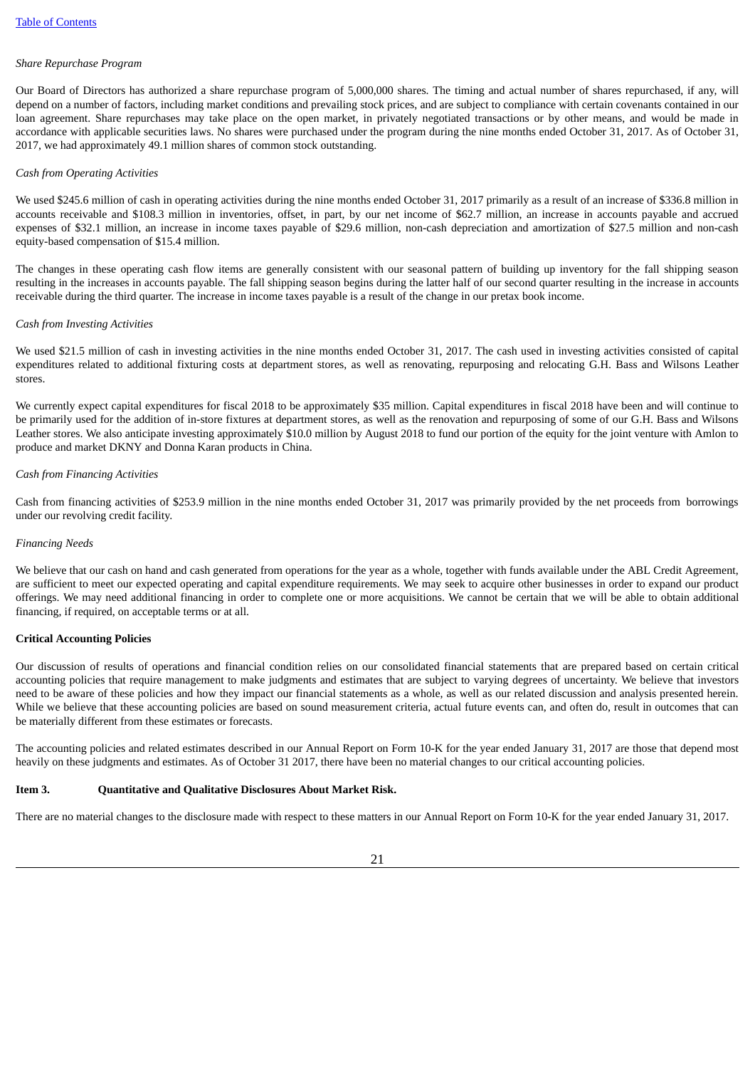*Share Repurchase Program*

Our Board of Directors has authorized a share repurchase program of 5,000,000 shares. The timing and actual number of shares repurchased, if any, will depend on a number of factors, including market conditions and prevailing stock prices, and are subject to compliance with certain covenants contained in our loan agreement. Share repurchases may take place on the open market, in privately negotiated transactions or by other means, and would be made in accordance with applicable securities laws. No shares were purchased under the program during the nine months ended October 31, 2017. As of October 31, 2017, we had approximately 49.1 million shares of common stock outstanding.

*Cash from Operating Activities*

We used $245.6 million of cash in operating activities during the nine months ended October 31, 2017 primarily as a result of an increase of $336.8 million in accounts receivable and $108.3 million in inventories, offset, in part, by our net income of $62.7 million, an increase in accounts payable and accrued expenses of $32.1 million, an increase in income taxes payable of $29.6 million, non-cash depreciation and amortization of $27.5 million and non-cash equity-based compensation of $15.4 million.

The changes in these operating cash flow items are generally consistent with our seasonal pattern of building up inventory for the fall shipping season resulting in the increases in accounts payable. The fall shipping season begins during the latter half of our second quarter resulting in the increase in accounts receivable during the third quarter. The increase in income taxes payable is a result of the change in our pretax book income.

*Cash from Investing Activities*

We used $21.5 million of cash in investing activities in the nine months ended October 31, 2017. The cash used in investing activities consisted of capital expenditures related to additional fixturing costs at department stores, as well as renovating, repurposing and relocating G.H. Bass and Wilsons Leather stores.

We currently expect capital expenditures for fiscal 2018 to be approximately $35 million. Capital expenditures in fiscal 2018 have been and will continue to be primarily used for the addition of in-store fixtures at department stores, as well as the renovation and repurposing of some of our G.H. Bass and Wilsons Leather stores. We also anticipate investing approximately $10.0 million by August 2018 to fund our portion of the equity for the joint venture with Amlon to produce and market DKNY and Donna Karan products in China.

*Cash from Financing Activities*

Cash from financing activities of $253.9 million in the nine months ended October 31, 2017 was primarily provided by the net proceeds from borrowings under our revolving credit facility.

*Financing Needs*

We believe that our cash on hand and cash generated from operations for the year as a whole, together with funds available under the ABL Credit Agreement, are sufficient to meet our expected operating and capital expenditure requirements. We may seek to acquire other businesses in order to expand our product offerings. We may need additional financing in order to complete one or more acquisitions. We cannot be certain that we will be able to obtain additional financing, if required, on acceptable terms or at all.

**Critical Accounting Policies**

Our discussion of results of operations and financial condition relies on our consolidated financial statements that are prepared based on certain critical accounting policies that require management to make judgments and estimates that are subject to varying degrees of uncertainty. We believe that investors need to be aware of these policies and how they impact our financial statements as a whole, as well as our related discussion and analysis presented herein. While we believe that these accounting policies are based on sound measurement criteria, actual future events can, and often do, result in outcomes that can be materially different from these estimates or forecasts.

The accounting policies and related estimates described in our Annual Report on Form 10-K for the year ended January 31, 2017 are those that depend most heavily on these judgments and estimates. As of October 31 2017, there have been no material changes to our critical accounting policies.

**Item 3. Quantitative and Qualitative Disclosures About Market Risk.**

There are no material changes to the disclosure made with respect to these matters in our Annual Report on Form 10-K for the year ended January 31, 2017.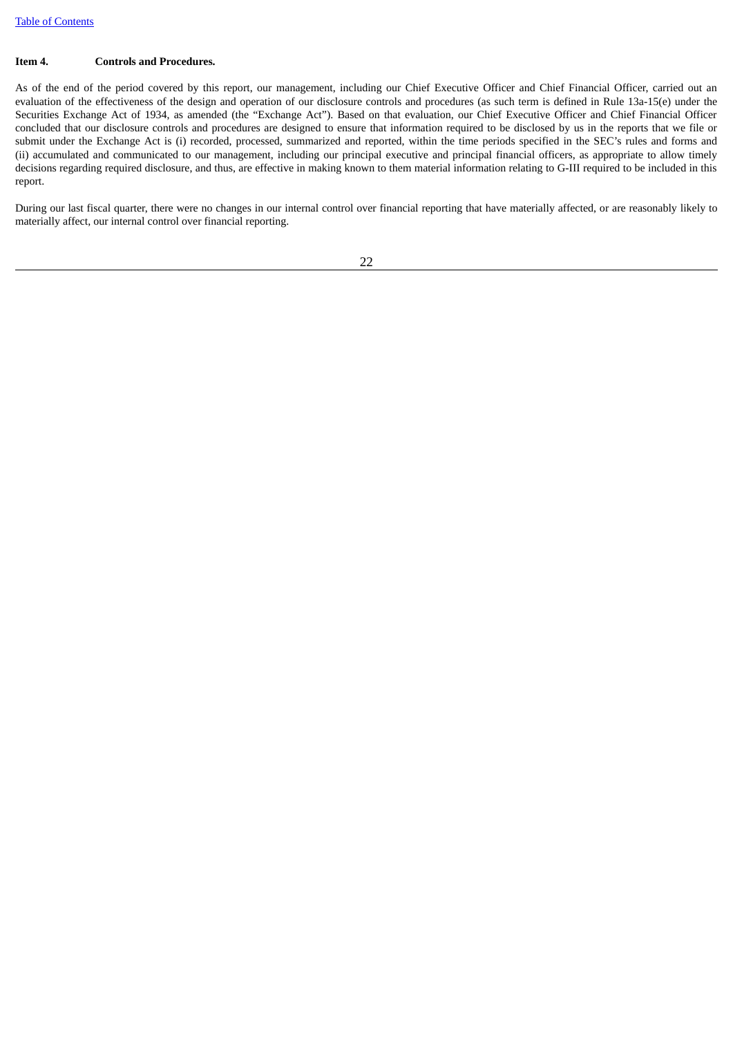## Item 4. Controls and Procedures.

As of the end of the period covered by this report, our management, including our Chief Executive Officer and Chief Financial Officer, carried out an evaluation of the effectiveness of the design and operation of our disclosure controls and procedures (as such term is defined in Rule 13a-15(e) under the Securities Exchange Act of 1934, as amended (the "Exchange Act"). Based on that evaluation, our Chief Executive Officer and Chief Financial Officer concluded that our disclosure controls and procedures are designed to ensure that information required to be disclosed by us in the reports that we file or submit under the Exchange Act is (i) recorded, processed, summarized and reported, within the time periods specified in the SEC's rules and forms and (ii) accumulated and communicated to our management, including our principal executive and principal financial officers, as appropriate to allow timely decisions regarding required disclosure, and thus, are effective in making known to them material information relating to G-III required to be included in this report.

During our last fiscal quarter, there were no changes in our internal control over financial reporting that have materially affected, or are reasonably likely to materially affect, our internal control over financial reporting.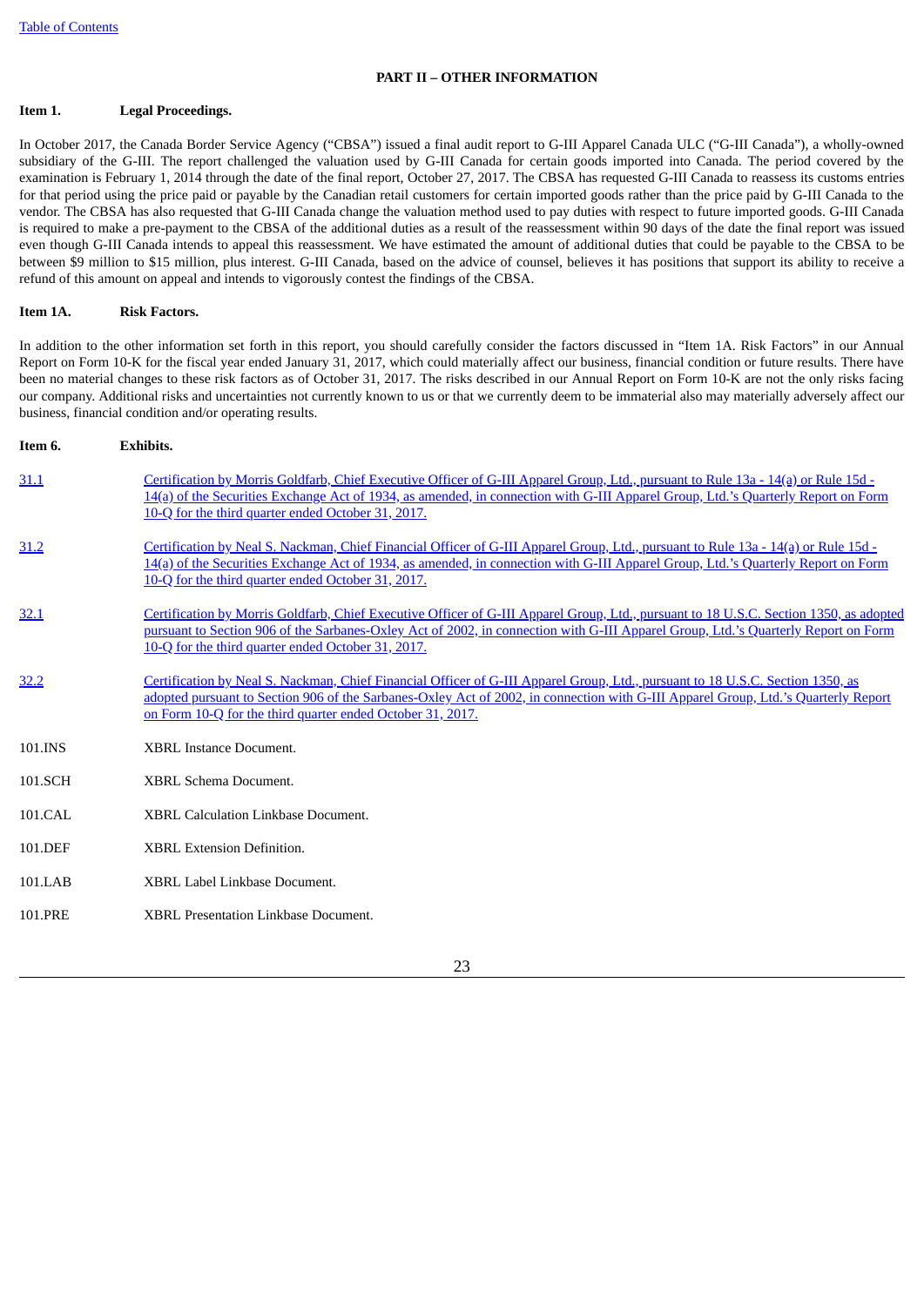## PART II – OTHER INFORMATION

**Item 1. Legal Proceedings.**

In October 2017, the Canada Border Service Agency ("CBSA") issued a final audit report to G-III Apparel Canada ULC ("G-III Canada"), a wholly-owned subsidiary of the G-III. The report challenged the valuation used by G-III Canada for certain goods imported into Canada. The period covered by the examination is February 1, 2014 through the date of the final report, October 27, 2017. The CBSA has requested G-III Canada to reassess its customs entries for that period using the price paid or payable by the Canadian retail customers for certain imported goods rather than the price paid by G-III Canada to the vendor. The CBSA has also requested that G-III Canada change the valuation method used to pay duties with respect to future imported goods. G-III Canada is required to make a pre-payment to the CBSA of the additional duties as a result of the reassessment within 90 days of the date the final report was issued even though G-III Canada intends to appeal this reassessment. We have estimated the amount of additional duties that could be payable to the CBSA to be between $9 million to $15 million, plus interest. G-III Canada, based on the advice of counsel, believes it has positions that support its ability to receive a refund of this amount on appeal and intends to vigorously contest the findings of the CBSA.

**Item 1A. Risk Factors.**

In addition to the other information set forth in this report, you should carefully consider the factors discussed in "Item 1A. Risk Factors" in our Annual Report on Form 10-K for the fiscal year ended January 31, 2017, which could materially affect our business, financial condition or future results. There have been no material changes to these risk factors as of October 31, 2017. The risks described in our Annual Report on Form 10-K are not the only risks facing our company. Additional risks and uncertainties not currently known to us or that we currently deem to be immaterial also may materially adversely affect our business, financial condition and/or operating results.

**Item 6. Exhibits.**

| | |
|---|---|
| 31.1 | Certification by Morris Goldfarb, Chief Executive Officer of G-III Apparel Group, Ltd., pursuant to Rule 13a - 14(a) or Rule 15d - 14(a) of the Securities Exchange Act of 1934, as amended, in connection with G-III Apparel Group, Ltd.'s Quarterly Report on Form 10-Q for the third quarter ended October 31, 2017. |
| 31.2 | Certification by Neal S. Nackman, Chief Financial Officer of G-III Apparel Group, Ltd., pursuant to Rule 13a - 14(a) or Rule 15d - 14(a) of the Securities Exchange Act of 1934, as amended, in connection with G-III Apparel Group, Ltd.'s Quarterly Report on Form 10-Q for the third quarter ended October 31, 2017. |
| 32.1 | Certification by Morris Goldfarb, Chief Executive Officer of G-III Apparel Group, Ltd., pursuant to 18 U.S.C. Section 1350, as adopted pursuant to Section 906 of the Sarbanes-Oxley Act of 2002, in connection with G-III Apparel Group, Ltd.'s Quarterly Report on Form 10-Q for the third quarter ended October 31, 2017. |
| 32.2 | Certification by Neal S. Nackman, Chief Financial Officer of G-III Apparel Group, Ltd., pursuant to 18 U.S.C. Section 1350, as adopted pursuant to Section 906 of the Sarbanes-Oxley Act of 2002, in connection with G-III Apparel Group, Ltd.'s Quarterly Report on Form 10-Q for the third quarter ended October 31, 2017. |
| 101.INS | XBRL Instance Document. |
| 101.SCH | XBRL Schema Document. |
| 101.CAL | XBRL Calculation Linkbase Document. |
| 101.DEF | XBRL Extension Definition. |
| 101.LAB | XBRL Label Linkbase Document. |
| 101.PRE | XBRL Presentation Linkbase Document. |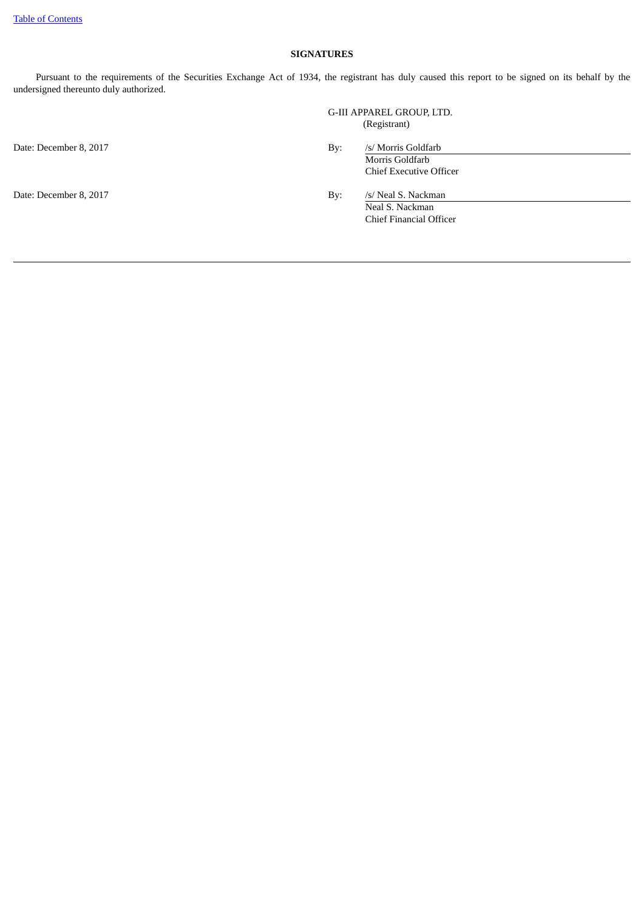## SIGNATURES

Pursuant to the requirements of the Securities Exchange Act of 1934, the registrant has duly caused this report to be signed on its behalf by the undersigned thereunto duly authorized.

G-III APPAREL GROUP, LTD.
(Registrant)

| | |
|---|---|
| Date: December 8, 2017 | By: /s/ Morris Goldfarb<br>Morris Goldfarb<br>Chief Executive Officer |
| Date: December 8, 2017 | By: /s/ Neal S. Nackman<br>Neal S. Nackman<br>Chief Financial Officer |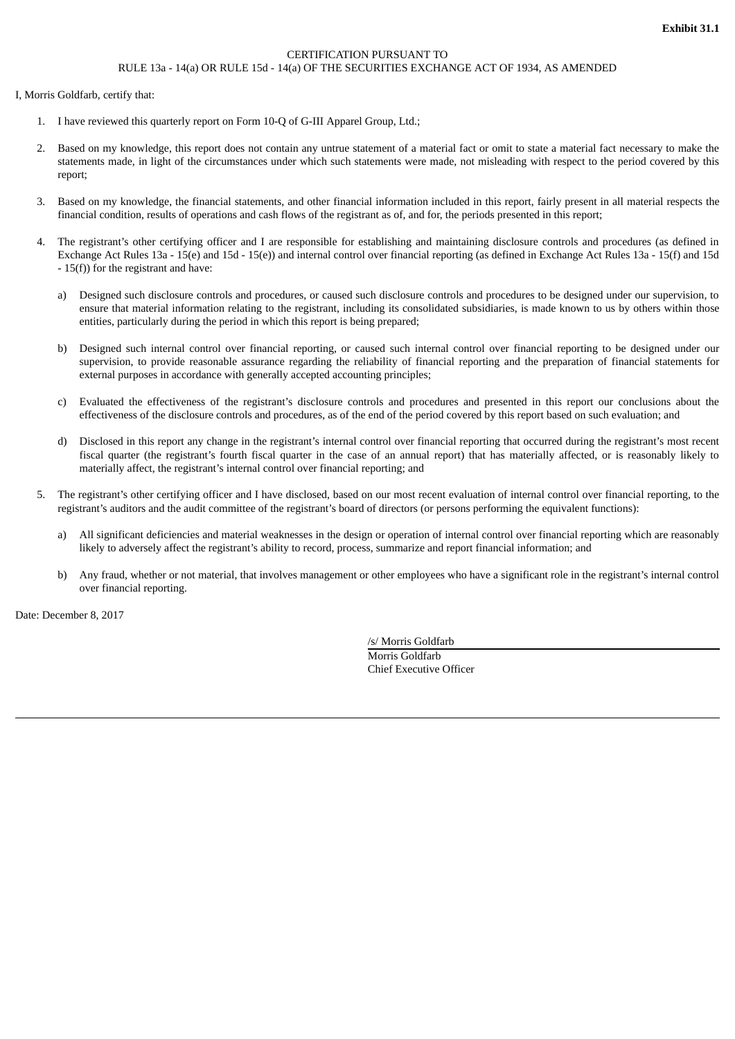**Exhibit 31.1**

CERTIFICATION PURSUANT TO
RULE 13a - 14(a) OR RULE 15d - 14(a) OF THE SECURITIES EXCHANGE ACT OF 1934, AS AMENDED

I, Morris Goldfarb, certify that:

1. I have reviewed this quarterly report on Form 10-Q of G-III Apparel Group, Ltd.;

2. Based on my knowledge, this report does not contain any untrue statement of a material fact or omit to state a material fact necessary to make the statements made, in light of the circumstances under which such statements were made, not misleading with respect to the period covered by this report;

3. Based on my knowledge, the financial statements, and other financial information included in this report, fairly present in all material respects the financial condition, results of operations and cash flows of the registrant as of, and for, the periods presented in this report;

4. The registrant's other certifying officer and I are responsible for establishing and maintaining disclosure controls and procedures (as defined in Exchange Act Rules 13a - 15(e) and 15d - 15(e)) and internal control over financial reporting (as defined in Exchange Act Rules 13a - 15(f) and 15d - 15(f)) for the registrant and have:

   a) Designed such disclosure controls and procedures, or caused such disclosure controls and procedures to be designed under our supervision, to ensure that material information relating to the registrant, including its consolidated subsidiaries, is made known to us by others within those entities, particularly during the period in which this report is being prepared;

   b) Designed such internal control over financial reporting, or caused such internal control over financial reporting to be designed under our supervision, to provide reasonable assurance regarding the reliability of financial reporting and the preparation of financial statements for external purposes in accordance with generally accepted accounting principles;

   c) Evaluated the effectiveness of the registrant's disclosure controls and procedures and presented in this report our conclusions about the effectiveness of the disclosure controls and procedures, as of the end of the period covered by this report based on such evaluation; and

   d) Disclosed in this report any change in the registrant's internal control over financial reporting that occurred during the registrant's most recent fiscal quarter (the registrant's fourth fiscal quarter in the case of an annual report) that has materially affected, or is reasonably likely to materially affect, the registrant's internal control over financial reporting; and

5. The registrant's other certifying officer and I have disclosed, based on our most recent evaluation of internal control over financial reporting, to the registrant's auditors and the audit committee of the registrant's board of directors (or persons performing the equivalent functions):

   a) All significant deficiencies and material weaknesses in the design or operation of internal control over financial reporting which are reasonably likely to adversely affect the registrant's ability to record, process, summarize and report financial information; and

   b) Any fraud, whether or not material, that involves management or other employees who have a significant role in the registrant's internal control over financial reporting.

Date: December 8, 2017

/s/ Morris Goldfarb
Morris Goldfarb
Chief Executive Officer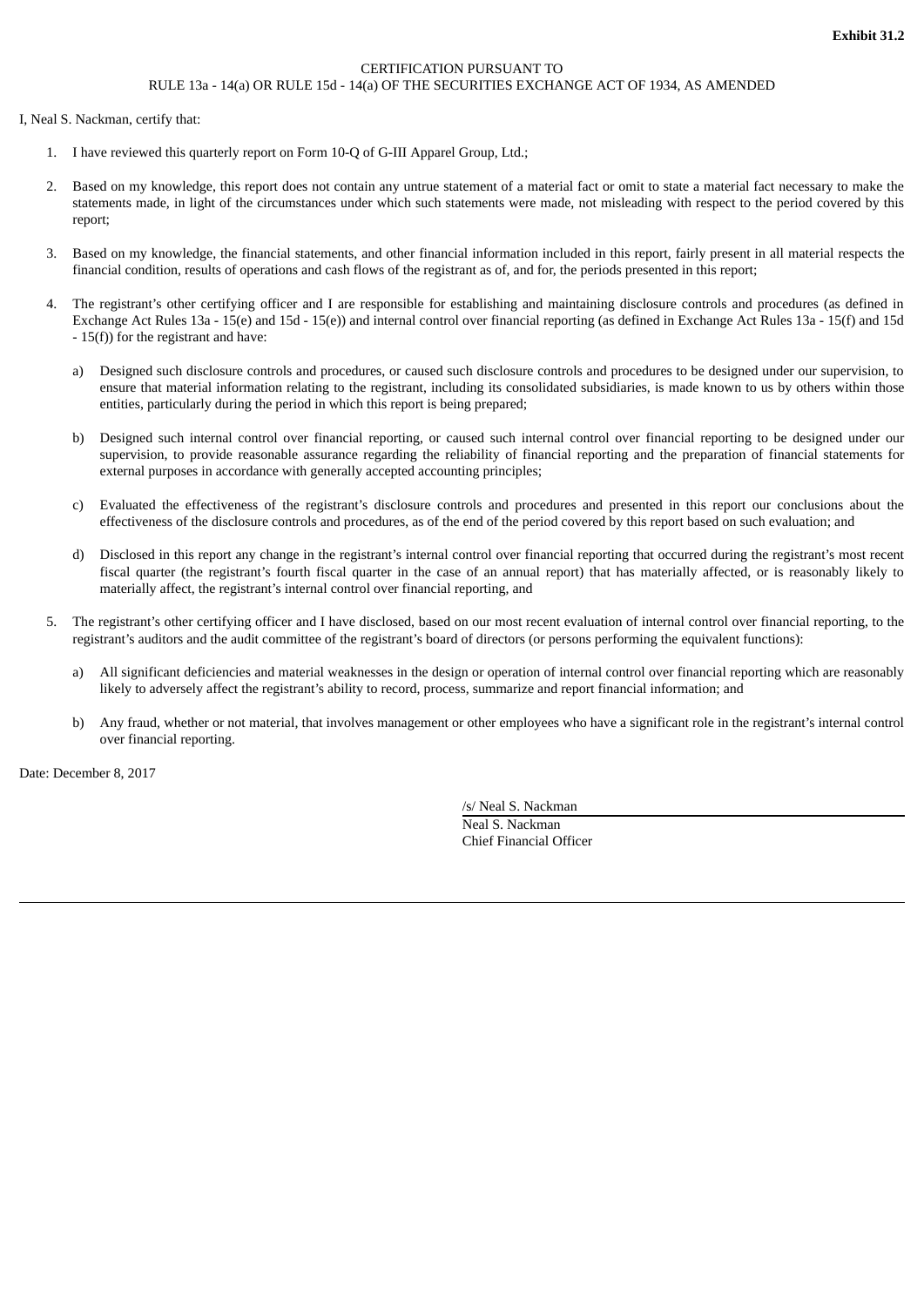**Exhibit 31.2**

CERTIFICATION PURSUANT TO
RULE 13a - 14(a) OR RULE 15d - 14(a) OF THE SECURITIES EXCHANGE ACT OF 1934, AS AMENDED

I, Neal S. Nackman, certify that:

1. I have reviewed this quarterly report on Form 10-Q of G-III Apparel Group, Ltd.;

2. Based on my knowledge, this report does not contain any untrue statement of a material fact or omit to state a material fact necessary to make the statements made, in light of the circumstances under which such statements were made, not misleading with respect to the period covered by this report;

3. Based on my knowledge, the financial statements, and other financial information included in this report, fairly present in all material respects the financial condition, results of operations and cash flows of the registrant as of, and for, the periods presented in this report;

4. The registrant's other certifying officer and I are responsible for establishing and maintaining disclosure controls and procedures (as defined in Exchange Act Rules 13a - 15(e) and 15d - 15(e)) and internal control over financial reporting (as defined in Exchange Act Rules 13a - 15(f) and 15d - 15(f)) for the registrant and have:

   a) Designed such disclosure controls and procedures, or caused such disclosure controls and procedures to be designed under our supervision, to ensure that material information relating to the registrant, including its consolidated subsidiaries, is made known to us by others within those entities, particularly during the period in which this report is being prepared;

   b) Designed such internal control over financial reporting, or caused such internal control over financial reporting to be designed under our supervision, to provide reasonable assurance regarding the reliability of financial reporting and the preparation of financial statements for external purposes in accordance with generally accepted accounting principles;

   c) Evaluated the effectiveness of the registrant's disclosure controls and procedures and presented in this report our conclusions about the effectiveness of the disclosure controls and procedures, as of the end of the period covered by this report based on such evaluation; and

   d) Disclosed in this report any change in the registrant's internal control over financial reporting that occurred during the registrant's most recent fiscal quarter (the registrant's fourth fiscal quarter in the case of an annual report) that has materially affected, or is reasonably likely to materially affect, the registrant's internal control over financial reporting, and

5. The registrant's other certifying officer and I have disclosed, based on our most recent evaluation of internal control over financial reporting, to the registrant's auditors and the audit committee of the registrant's board of directors (or persons performing the equivalent functions):

   a) All significant deficiencies and material weaknesses in the design or operation of internal control over financial reporting which are reasonably likely to adversely affect the registrant's ability to record, process, summarize and report financial information; and

   b) Any fraud, whether or not material, that involves management or other employees who have a significant role in the registrant's internal control over financial reporting.

Date: December 8, 2017

/s/ Neal S. Nackman
Neal S. Nackman
Chief Financial Officer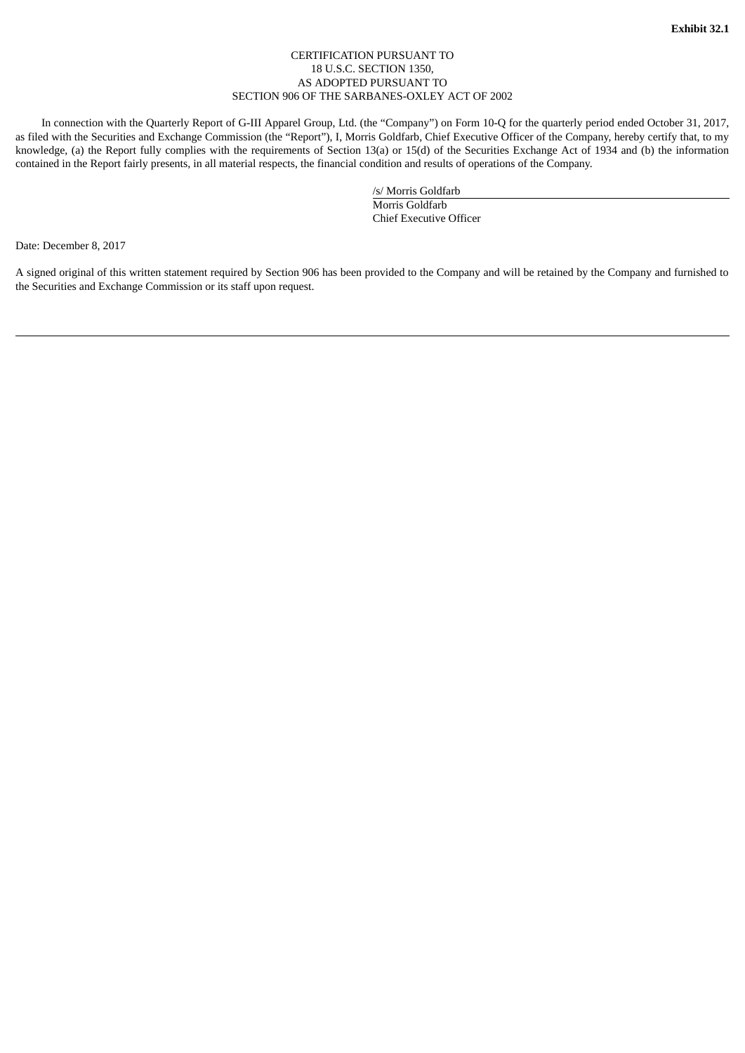**Exhibit 32.1**

CERTIFICATION PURSUANT TO
18 U.S.C. SECTION 1350,
AS ADOPTED PURSUANT TO
SECTION 906 OF THE SARBANES-OXLEY ACT OF 2002

In connection with the Quarterly Report of G-III Apparel Group, Ltd. (the "Company") on Form 10-Q for the quarterly period ended October 31, 2017, as filed with the Securities and Exchange Commission (the "Report"), I, Morris Goldfarb, Chief Executive Officer of the Company, hereby certify that, to my knowledge, (a) the Report fully complies with the requirements of Section 13(a) or 15(d) of the Securities Exchange Act of 1934 and (b) the information contained in the Report fairly presents, in all material respects, the financial condition and results of operations of the Company.

/s/ Morris Goldfarb
Morris Goldfarb
Chief Executive Officer

Date: December 8, 2017

A signed original of this written statement required by Section 906 has been provided to the Company and will be retained by the Company and furnished to the Securities and Exchange Commission or its staff upon request.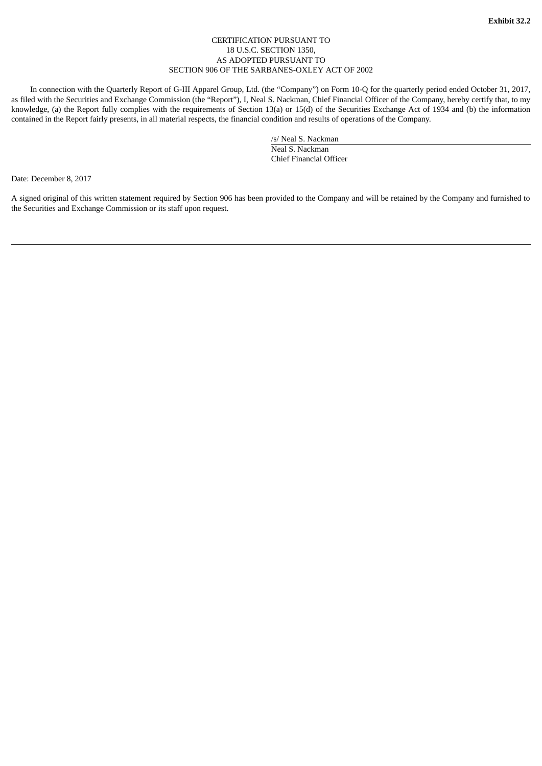**Exhibit 32.2**

CERTIFICATION PURSUANT TO
18 U.S.C. SECTION 1350,
AS ADOPTED PURSUANT TO
SECTION 906 OF THE SARBANES-OXLEY ACT OF 2002

In connection with the Quarterly Report of G-III Apparel Group, Ltd. (the "Company") on Form 10-Q for the quarterly period ended October 31, 2017, as filed with the Securities and Exchange Commission (the "Report"), I, Neal S. Nackman, Chief Financial Officer of the Company, hereby certify that, to my knowledge, (a) the Report fully complies with the requirements of Section 13(a) or 15(d) of the Securities Exchange Act of 1934 and (b) the information contained in the Report fairly presents, in all material respects, the financial condition and results of operations of the Company.

/s/ Neal S. Nackman
Neal S. Nackman
Chief Financial Officer

Date: December 8, 2017

A signed original of this written statement required by Section 906 has been provided to the Company and will be retained by the Company and furnished to the Securities and Exchange Commission or its staff upon request.